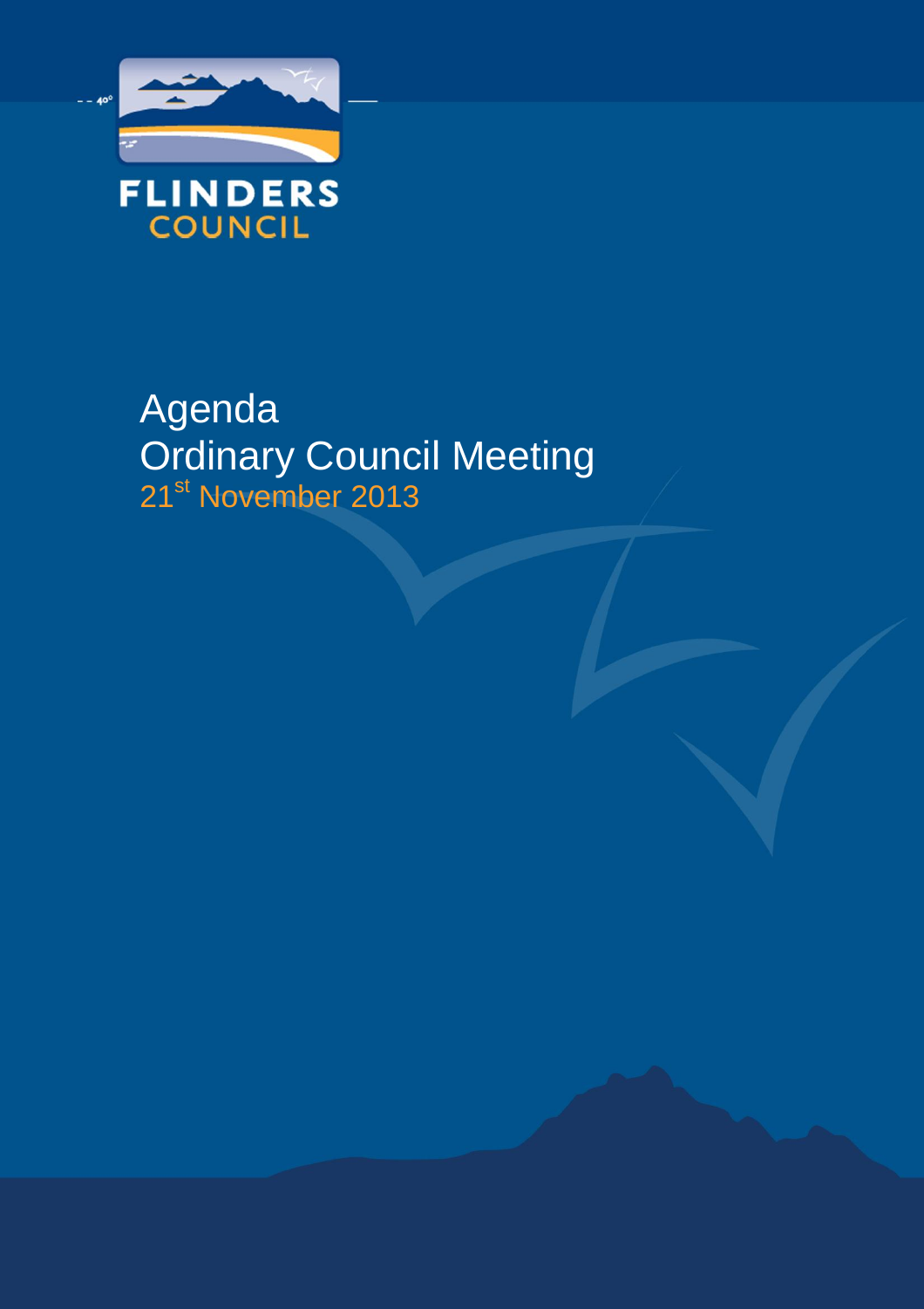FLINDERS COUNCIL

# Agenda
# Ordinary Council Meeting

21st November 2013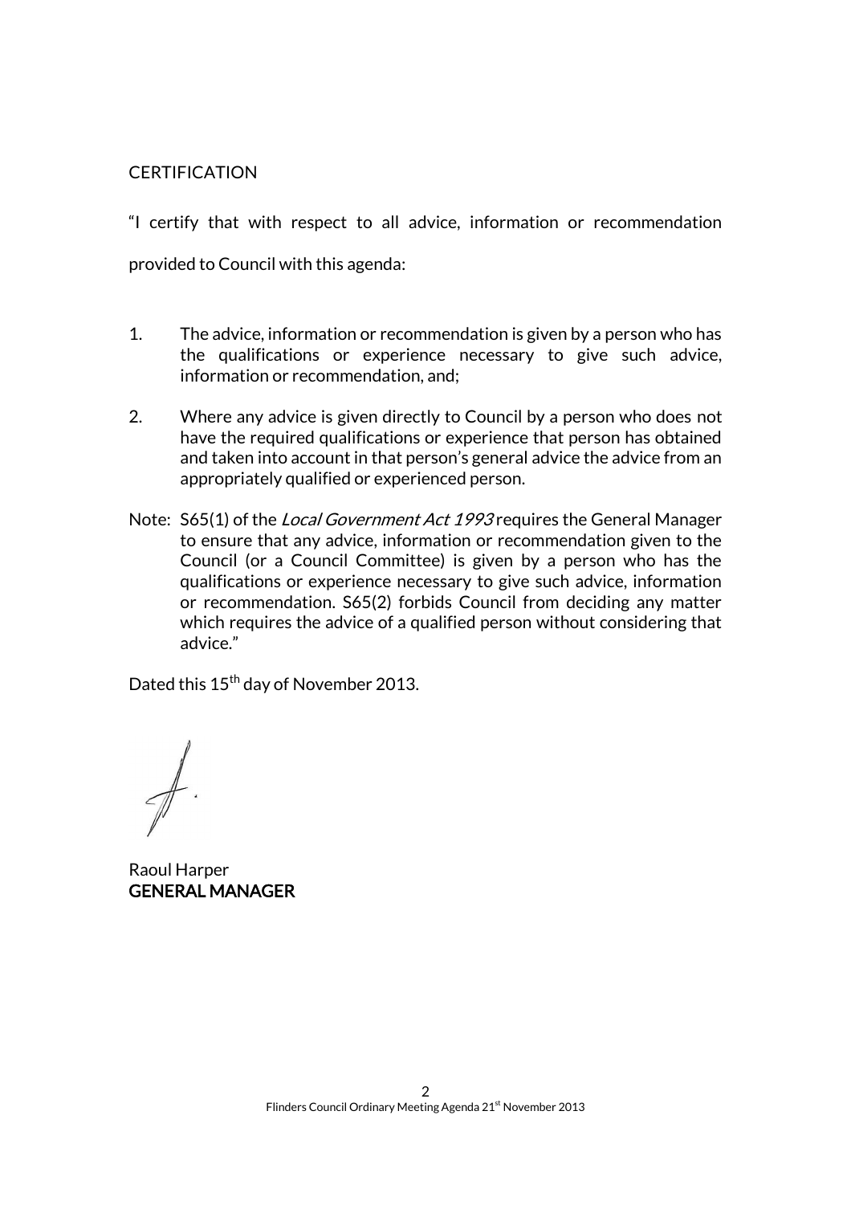CERTIFICATION

"I certify that with respect to all advice, information or recommendation provided to Council with this agenda:

1. The advice, information or recommendation is given by a person who has the qualifications or experience necessary to give such advice, information or recommendation, and;

2. Where any advice is given directly to Council by a person who does not have the required qualifications or experience that person has obtained and taken into account in that person's general advice the advice from an appropriately qualified or experienced person.

Note: S65(1) of the *Local Government Act 1993* requires the General Manager to ensure that any advice, information or recommendation given to the Council (or a Council Committee) is given by a person who has the qualifications or experience necessary to give such advice, information or recommendation. S65(2) forbids Council from deciding any matter which requires the advice of a qualified person without considering that advice."

Dated this 15th day of November 2013.

Raoul Harper
**GENERAL MANAGER**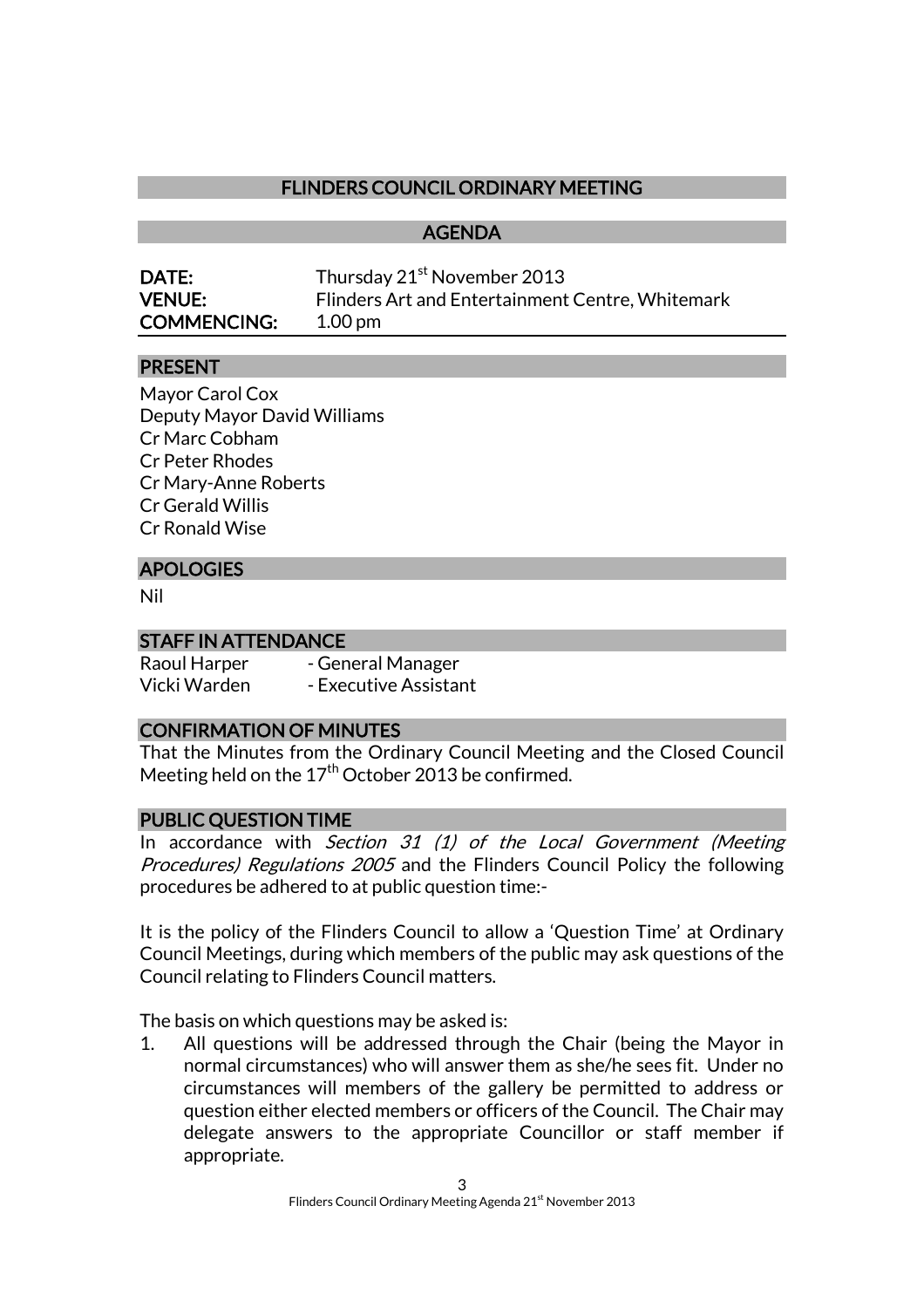# FLINDERS COUNCIL ORDINARY MEETING

## AGENDA

| | |
|---|---|
| **DATE:** | Thursday 21st November 2013 |
| **VENUE:** | Flinders Art and Entertainment Centre, Whitemark |
| **COMMENCING:** | 1.00 pm |

## PRESENT

Mayor Carol Cox
Deputy Mayor David Williams
Cr Marc Cobham
Cr Peter Rhodes
Cr Mary-Anne Roberts
Cr Gerald Willis
Cr Ronald Wise

## APOLOGIES

Nil

## STAFF IN ATTENDANCE

Raoul Harper - General Manager
Vicki Warden - Executive Assistant

## CONFIRMATION OF MINUTES

That the Minutes from the Ordinary Council Meeting and the Closed Council Meeting held on the 17th October 2013 be confirmed.

## PUBLIC QUESTION TIME

In accordance with *Section 31 (1) of the Local Government (Meeting Procedures) Regulations 2005* and the Flinders Council Policy the following procedures be adhered to at public question time:-

It is the policy of the Flinders Council to allow a 'Question Time' at Ordinary Council Meetings, during which members of the public may ask questions of the Council relating to Flinders Council matters.

The basis on which questions may be asked is:

1. All questions will be addressed through the Chair (being the Mayor in normal circumstances) who will answer them as she/he sees fit. Under no circumstances will members of the gallery be permitted to address or question either elected members or officers of the Council. The Chair may delegate answers to the appropriate Councillor or staff member if appropriate.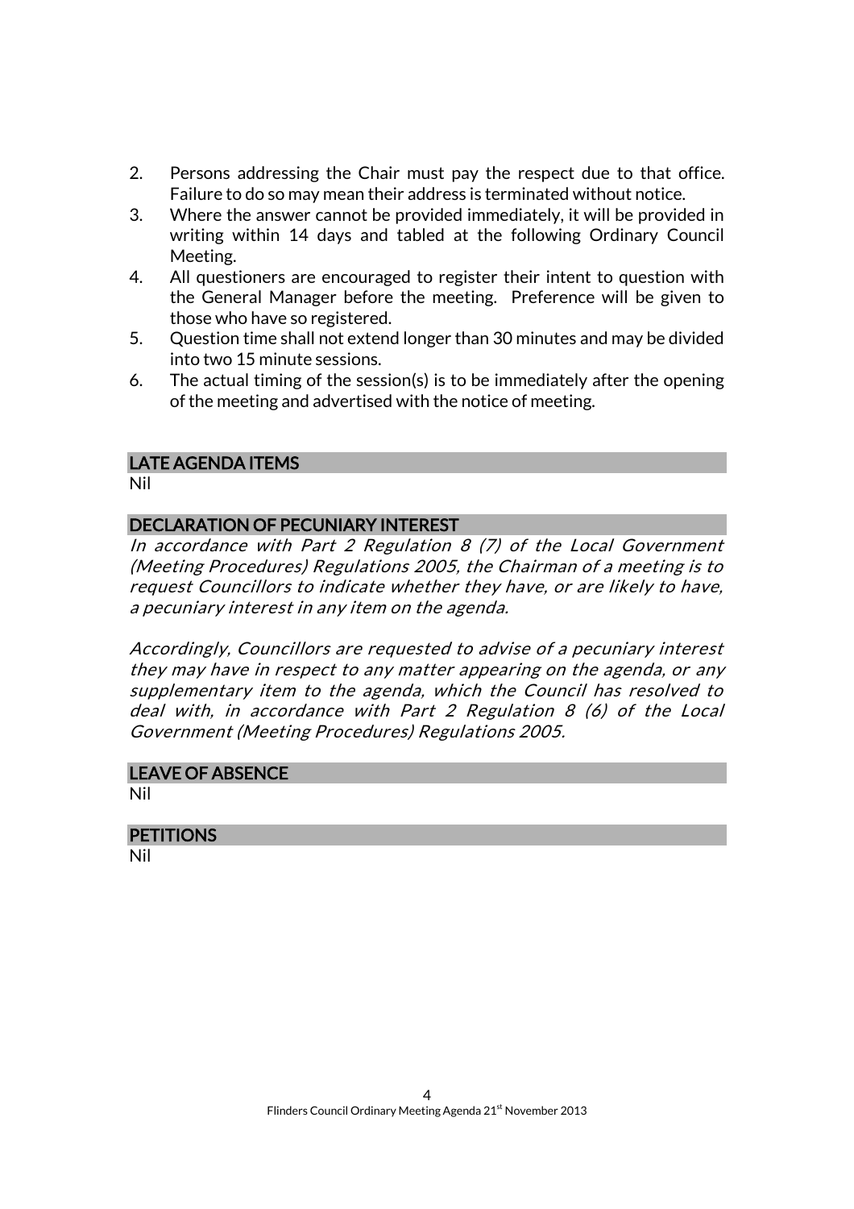2. Persons addressing the Chair must pay the respect due to that office. Failure to do so may mean their address is terminated without notice.
3. Where the answer cannot be provided immediately, it will be provided in writing within 14 days and tabled at the following Ordinary Council Meeting.
4. All questioners are encouraged to register their intent to question with the General Manager before the meeting. Preference will be given to those who have so registered.
5. Question time shall not extend longer than 30 minutes and may be divided into two 15 minute sessions.
6. The actual timing of the session(s) is to be immediately after the opening of the meeting and advertised with the notice of meeting.

## LATE AGENDA ITEMS

Nil

## DECLARATION OF PECUNIARY INTEREST

*In accordance with Part 2 Regulation 8 (7) of the Local Government (Meeting Procedures) Regulations 2005, the Chairman of a meeting is to request Councillors to indicate whether they have, or are likely to have, a pecuniary interest in any item on the agenda.*

*Accordingly, Councillors are requested to advise of a pecuniary interest they may have in respect to any matter appearing on the agenda, or any supplementary item to the agenda, which the Council has resolved to deal with, in accordance with Part 2 Regulation 8 (6) of the Local Government (Meeting Procedures) Regulations 2005.*

## LEAVE OF ABSENCE

Nil

## PETITIONS

Nil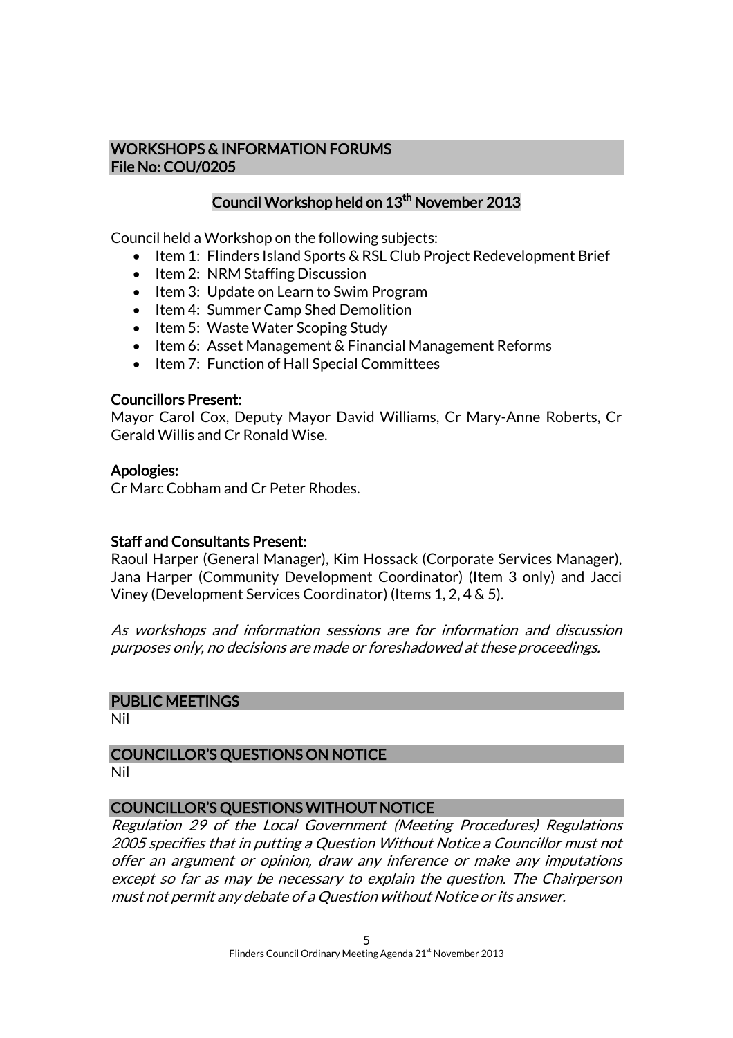## WORKSHOPS & INFORMATION FORUMS
## File No: COU/0205

### Council Workshop held on 13th November 2013

Council held a Workshop on the following subjects:

- Item 1: Flinders Island Sports & RSL Club Project Redevelopment Brief
- Item 2: NRM Staffing Discussion
- Item 3: Update on Learn to Swim Program
- Item 4: Summer Camp Shed Demolition
- Item 5: Waste Water Scoping Study
- Item 6: Asset Management & Financial Management Reforms
- Item 7: Function of Hall Special Committees

**Councillors Present:**
Mayor Carol Cox, Deputy Mayor David Williams, Cr Mary-Anne Roberts, Cr Gerald Willis and Cr Ronald Wise.

**Apologies:**
Cr Marc Cobham and Cr Peter Rhodes.

**Staff and Consultants Present:**
Raoul Harper (General Manager), Kim Hossack (Corporate Services Manager), Jana Harper (Community Development Coordinator) (Item 3 only) and Jacci Viney (Development Services Coordinator) (Items 1, 2, 4 & 5).

*As workshops and information sessions are for information and discussion purposes only, no decisions are made or foreshadowed at these proceedings.*

## PUBLIC MEETINGS
Nil

## COUNCILLOR'S QUESTIONS ON NOTICE
Nil

## COUNCILLOR'S QUESTIONS WITHOUT NOTICE
*Regulation 29 of the Local Government (Meeting Procedures) Regulations 2005 specifies that in putting a Question Without Notice a Councillor must not offer an argument or opinion, draw any inference or make any imputations except so far as may be necessary to explain the question. The Chairperson must not permit any debate of a Question without Notice or its answer.*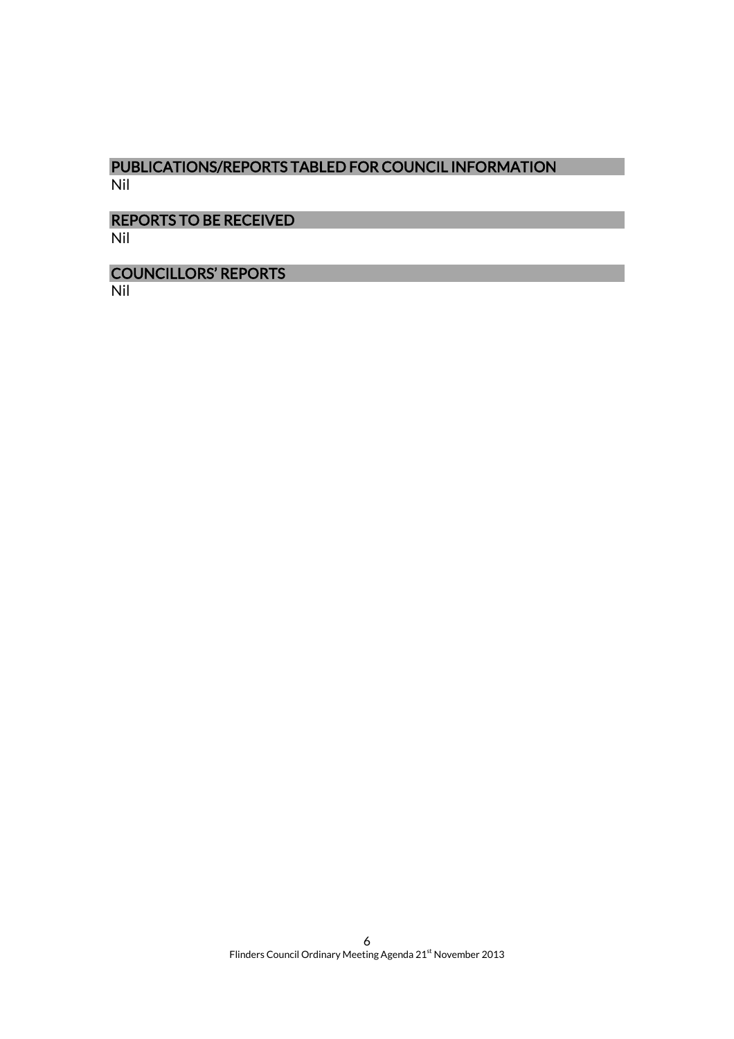## PUBLICATIONS/REPORTS TABLED FOR COUNCIL INFORMATION

Nil

## REPORTS TO BE RECEIVED

Nil

## COUNCILLORS' REPORTS

Nil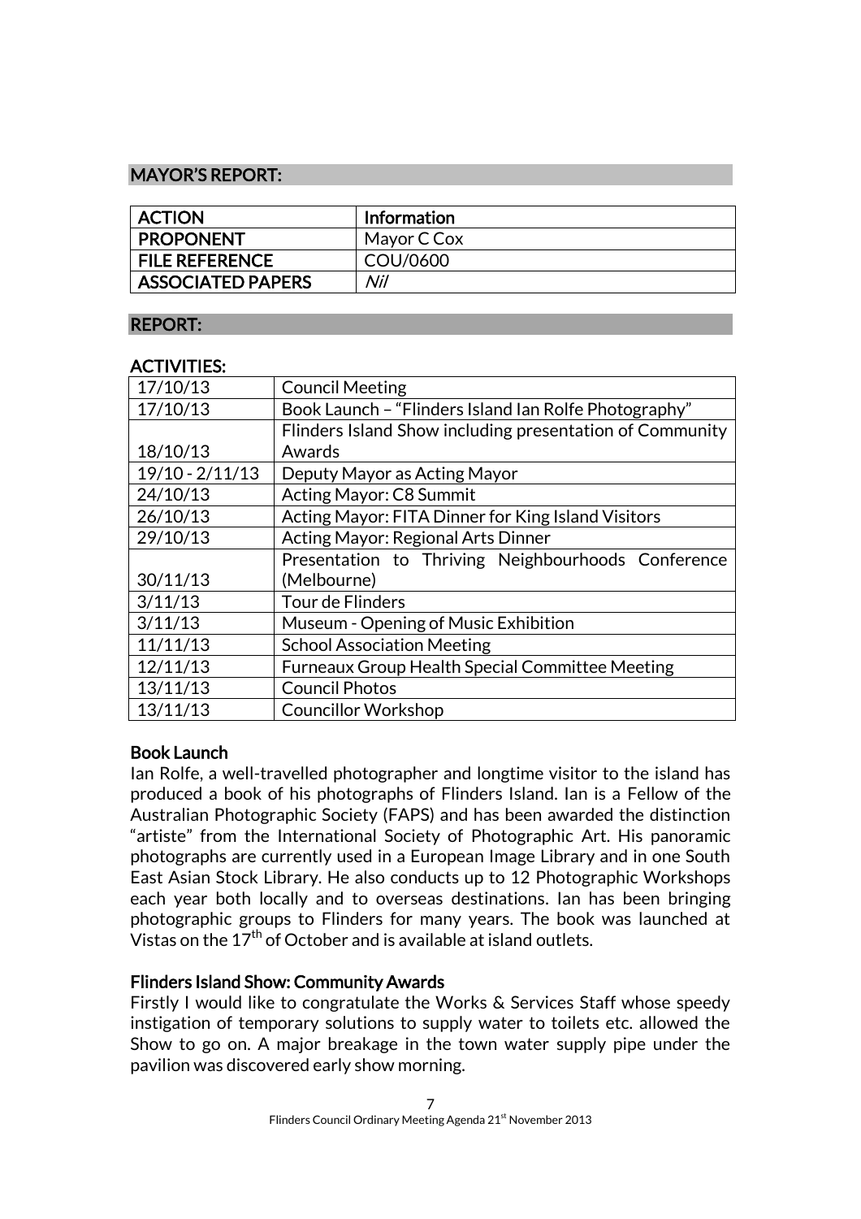## MAYOR'S REPORT:

| ACTION | Information |
| --- | --- |
| PROPONENT | Mayor C Cox |
| FILE REFERENCE | COU/0600 |
| ASSOCIATED PAPERS | *Nil* |

## REPORT:

### ACTIVITIES:

| | |
| --- | --- |
| 17/10/13 | Council Meeting |
| 17/10/13 | Book Launch – "Flinders Island Ian Rolfe Photography" |
| 18/10/13 | Flinders Island Show including presentation of Community Awards |
| 19/10 - 2/11/13 | Deputy Mayor as Acting Mayor |
| 24/10/13 | Acting Mayor: C8 Summit |
| 26/10/13 | Acting Mayor: FITA Dinner for King Island Visitors |
| 29/10/13 | Acting Mayor: Regional Arts Dinner |
| 30/11/13 | Presentation to Thriving Neighbourhoods Conference (Melbourne) |
| 3/11/13 | Tour de Flinders |
| 3/11/13 | Museum - Opening of Music Exhibition |
| 11/11/13 | School Association Meeting |
| 12/11/13 | Furneaux Group Health Special Committee Meeting |
| 13/11/13 | Council Photos |
| 13/11/13 | Councillor Workshop |

### Book Launch

Ian Rolfe, a well-travelled photographer and longtime visitor to the island has produced a book of his photographs of Flinders Island. Ian is a Fellow of the Australian Photographic Society (FAPS) and has been awarded the distinction "artiste" from the International Society of Photographic Art. His panoramic photographs are currently used in a European Image Library and in one South East Asian Stock Library. He also conducts up to 12 Photographic Workshops each year both locally and to overseas destinations. Ian has been bringing photographic groups to Flinders for many years. The book was launched at Vistas on the 17th of October and is available at island outlets.

### Flinders Island Show: Community Awards

Firstly I would like to congratulate the Works & Services Staff whose speedy instigation of temporary solutions to supply water to toilets etc. allowed the Show to go on. A major breakage in the town water supply pipe under the pavilion was discovered early show morning.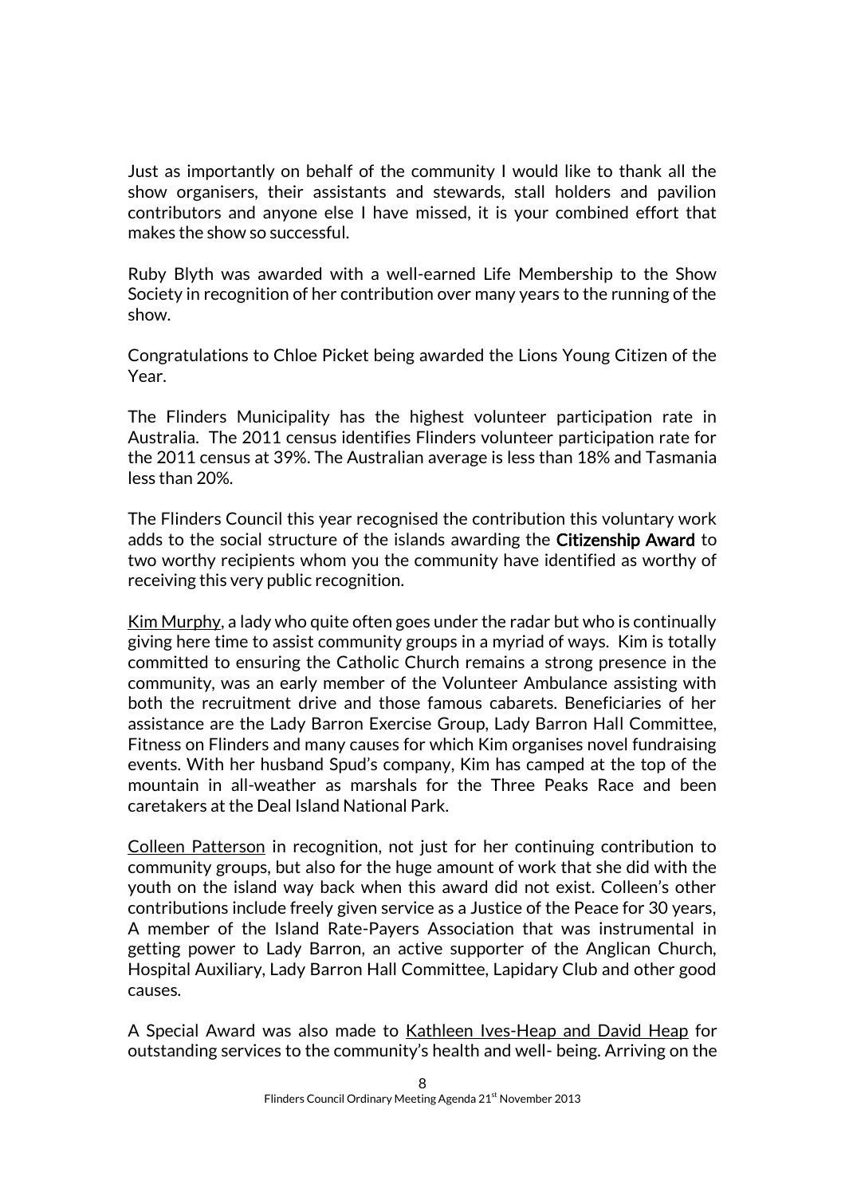Just as importantly on behalf of the community I would like to thank all the show organisers, their assistants and stewards, stall holders and pavilion contributors and anyone else I have missed, it is your combined effort that makes the show so successful.

Ruby Blyth was awarded with a well-earned Life Membership to the Show Society in recognition of her contribution over many years to the running of the show.

Congratulations to Chloe Picket being awarded the Lions Young Citizen of the Year.

The Flinders Municipality has the highest volunteer participation rate in Australia. The 2011 census identifies Flinders volunteer participation rate for the 2011 census at 39%. The Australian average is less than 18% and Tasmania less than 20%.

The Flinders Council this year recognised the contribution this voluntary work adds to the social structure of the islands awarding the **Citizenship Award** to two worthy recipients whom you the community have identified as worthy of receiving this very public recognition.

Kim Murphy, a lady who quite often goes under the radar but who is continually giving here time to assist community groups in a myriad of ways. Kim is totally committed to ensuring the Catholic Church remains a strong presence in the community, was an early member of the Volunteer Ambulance assisting with both the recruitment drive and those famous cabarets. Beneficiaries of her assistance are the Lady Barron Exercise Group, Lady Barron Hall Committee, Fitness on Flinders and many causes for which Kim organises novel fundraising events. With her husband Spud's company, Kim has camped at the top of the mountain in all-weather as marshals for the Three Peaks Race and been caretakers at the Deal Island National Park.

Colleen Patterson in recognition, not just for her continuing contribution to community groups, but also for the huge amount of work that she did with the youth on the island way back when this award did not exist. Colleen's other contributions include freely given service as a Justice of the Peace for 30 years, A member of the Island Rate-Payers Association that was instrumental in getting power to Lady Barron, an active supporter of the Anglican Church, Hospital Auxiliary, Lady Barron Hall Committee, Lapidary Club and other good causes.

A Special Award was also made to Kathleen Ives-Heap and David Heap for outstanding services to the community's health and well- being. Arriving on the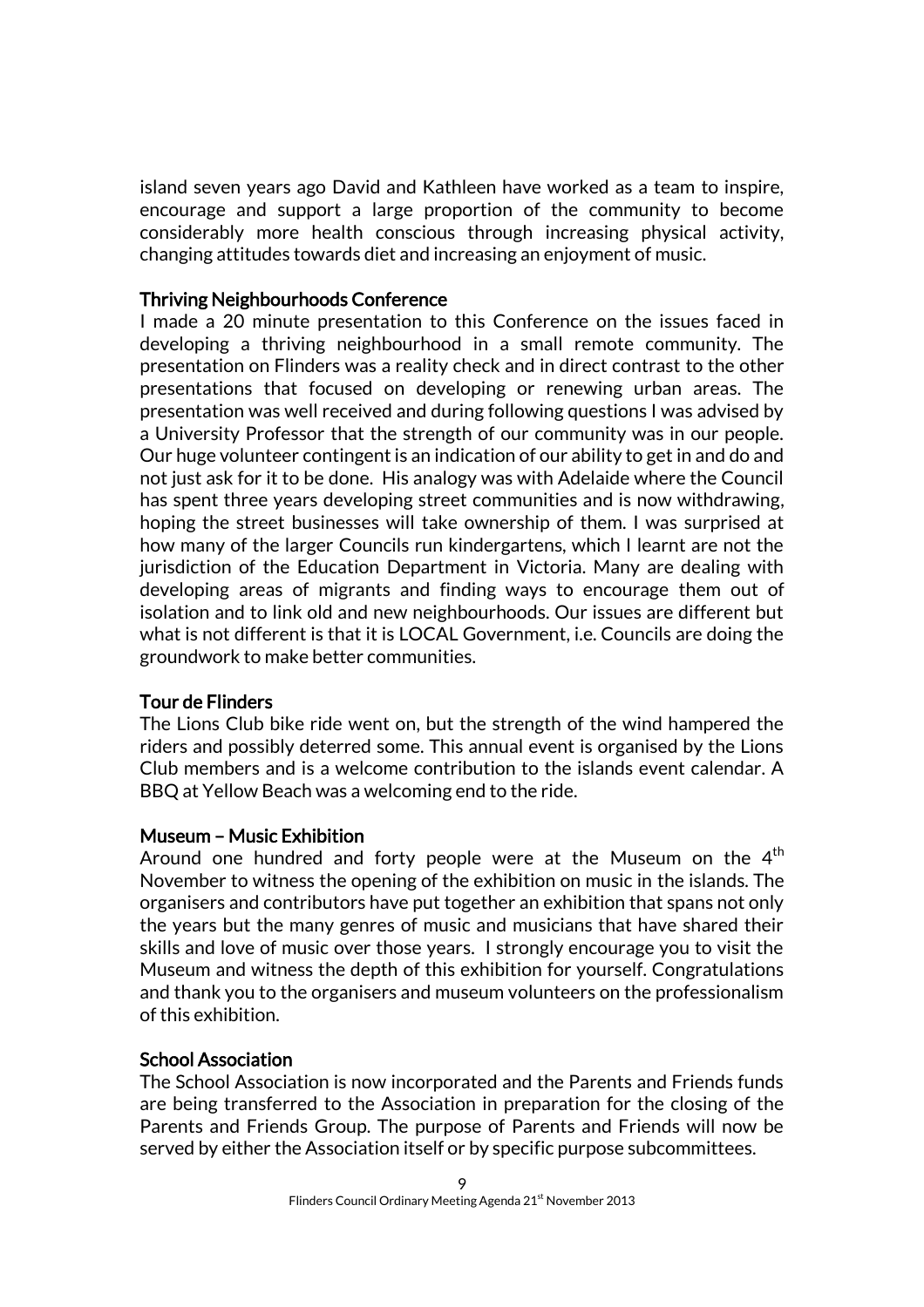island seven years ago David and Kathleen have worked as a team to inspire, encourage and support a large proportion of the community to become considerably more health conscious through increasing physical activity, changing attitudes towards diet and increasing an enjoyment of music.

### Thriving Neighbourhoods Conference

I made a 20 minute presentation to this Conference on the issues faced in developing a thriving neighbourhood in a small remote community. The presentation on Flinders was a reality check and in direct contrast to the other presentations that focused on developing or renewing urban areas. The presentation was well received and during following questions I was advised by a University Professor that the strength of our community was in our people. Our huge volunteer contingent is an indication of our ability to get in and do and not just ask for it to be done. His analogy was with Adelaide where the Council has spent three years developing street communities and is now withdrawing, hoping the street businesses will take ownership of them. I was surprised at how many of the larger Councils run kindergartens, which I learnt are not the jurisdiction of the Education Department in Victoria. Many are dealing with developing areas of migrants and finding ways to encourage them out of isolation and to link old and new neighbourhoods. Our issues are different but what is not different is that it is LOCAL Government, i.e. Councils are doing the groundwork to make better communities.

### Tour de Flinders

The Lions Club bike ride went on, but the strength of the wind hampered the riders and possibly deterred some. This annual event is organised by the Lions Club members and is a welcome contribution to the islands event calendar. A BBQ at Yellow Beach was a welcoming end to the ride.

### Museum – Music Exhibition

Around one hundred and forty people were at the Museum on the 4th November to witness the opening of the exhibition on music in the islands. The organisers and contributors have put together an exhibition that spans not only the years but the many genres of music and musicians that have shared their skills and love of music over those years. I strongly encourage you to visit the Museum and witness the depth of this exhibition for yourself. Congratulations and thank you to the organisers and museum volunteers on the professionalism of this exhibition.

### School Association

The School Association is now incorporated and the Parents and Friends funds are being transferred to the Association in preparation for the closing of the Parents and Friends Group. The purpose of Parents and Friends will now be served by either the Association itself or by specific purpose subcommittees.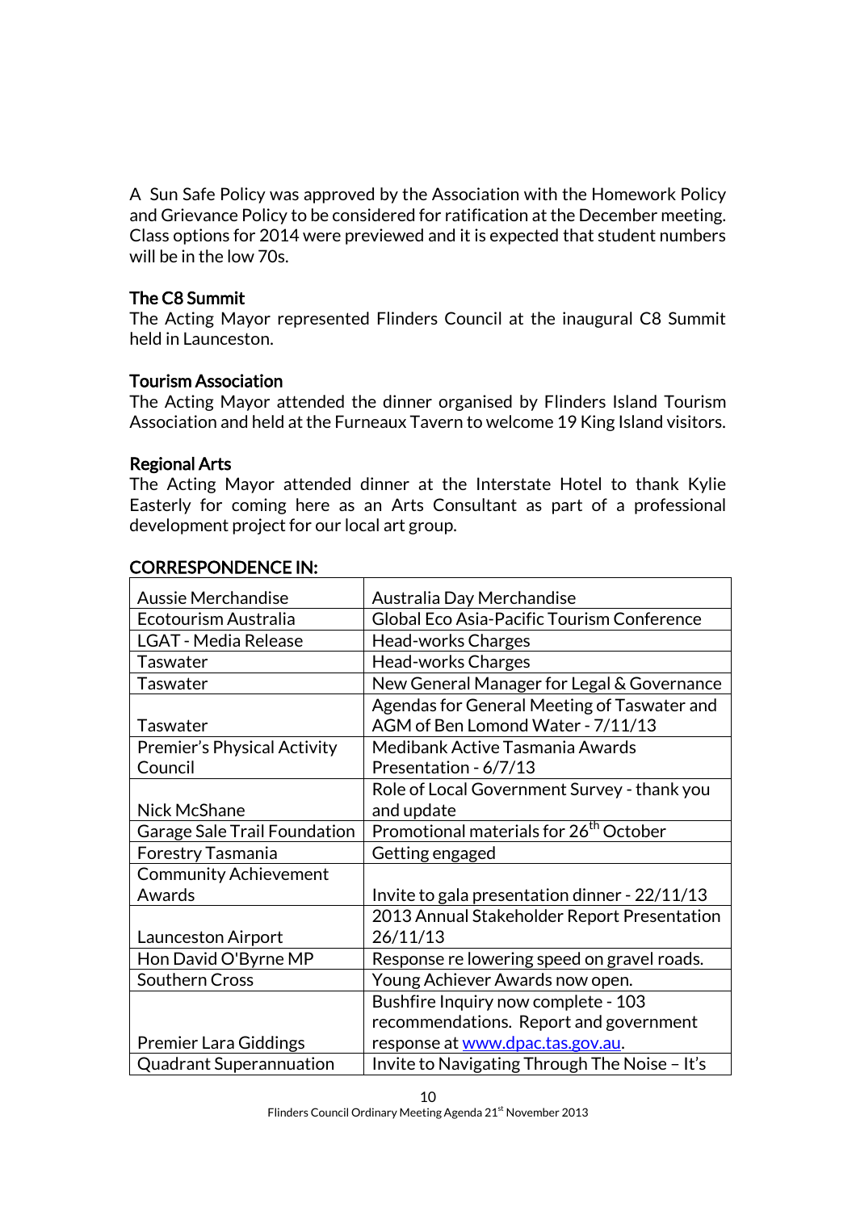A Sun Safe Policy was approved by the Association with the Homework Policy and Grievance Policy to be considered for ratification at the December meeting. Class options for 2014 were previewed and it is expected that student numbers will be in the low 70s.

### The C8 Summit

The Acting Mayor represented Flinders Council at the inaugural C8 Summit held in Launceston.

### Tourism Association

The Acting Mayor attended the dinner organised by Flinders Island Tourism Association and held at the Furneaux Tavern to welcome 19 King Island visitors.

### Regional Arts

The Acting Mayor attended dinner at the Interstate Hotel to thank Kylie Easterly for coming here as an Arts Consultant as part of a professional development project for our local art group.

## CORRESPONDENCE IN:

| | |
|---|---|
| Aussie Merchandise | Australia Day Merchandise |
| Ecotourism Australia | Global Eco Asia-Pacific Tourism Conference |
| LGAT - Media Release | Head-works Charges |
| Taswater | Head-works Charges |
| Taswater | New General Manager for Legal & Governance |
| Taswater | Agendas for General Meeting of Taswater and AGM of Ben Lomond Water - 7/11/13 |
| Premier's Physical Activity Council | Medibank Active Tasmania Awards Presentation - 6/7/13 |
| Nick McShane | Role of Local Government Survey - thank you and update |
| Garage Sale Trail Foundation | Promotional materials for 26th October |
| Forestry Tasmania | Getting engaged |
| Community Achievement Awards | Invite to gala presentation dinner - 22/11/13 |
| Launceston Airport | 2013 Annual Stakeholder Report Presentation 26/11/13 |
| Hon David O'Byrne MP | Response re lowering speed on gravel roads. |
| Southern Cross | Young Achiever Awards now open. |
| Premier Lara Giddings | Bushfire Inquiry now complete - 103 recommendations. Report and government response at www.dpac.tas.gov.au. |
| Quadrant Superannuation | Invite to Navigating Through The Noise – It's |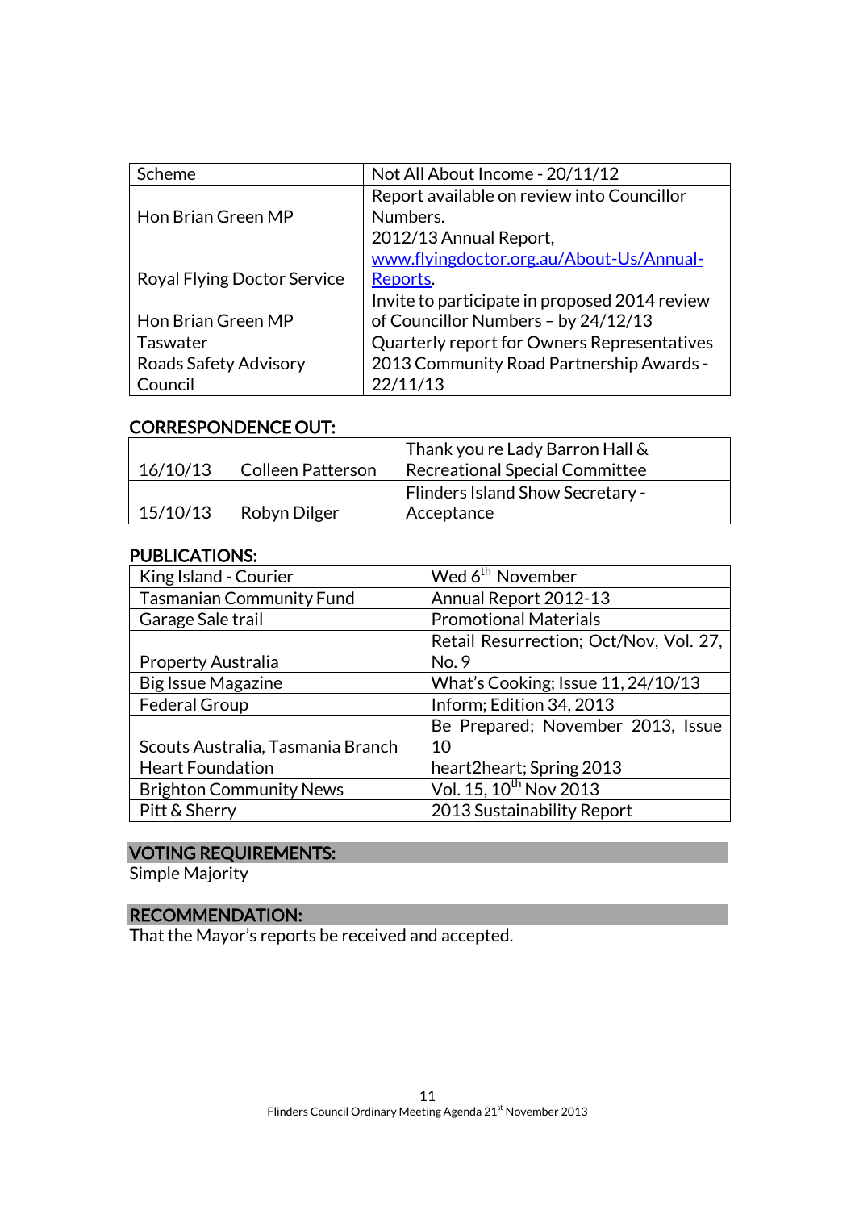| Scheme | Not All About Income - 20/11/12 |
|---|---|
| Hon Brian Green MP | Report available on review into Councillor Numbers. |
| Royal Flying Doctor Service | 2012/13 Annual Report, www.flyingdoctor.org.au/About-Us/Annual-Reports. |
| Hon Brian Green MP | Invite to participate in proposed 2014 review of Councillor Numbers – by 24/12/13 |
| Taswater | Quarterly report for Owners Representatives |
| Roads Safety Advisory Council | 2013 Community Road Partnership Awards - 22/11/13 |

## CORRESPONDENCE OUT:

| | | |
|---|---|---|
| 16/10/13 | Colleen Patterson | Thank you re Lady Barron Hall & Recreational Special Committee |
| 15/10/13 | Robyn Dilger | Flinders Island Show Secretary - Acceptance |

## PUBLICATIONS:

| | |
|---|---|
| King Island - Courier | Wed 6th November |
| Tasmanian Community Fund | Annual Report 2012-13 |
| Garage Sale trail | Promotional Materials |
| Property Australia | Retail Resurrection; Oct/Nov, Vol. 27, No. 9 |
| Big Issue Magazine | What's Cooking; Issue 11, 24/10/13 |
| Federal Group | Inform; Edition 34, 2013 |
| Scouts Australia, Tasmania Branch | Be Prepared; November 2013, Issue 10 |
| Heart Foundation | heart2heart; Spring 2013 |
| Brighton Community News | Vol. 15, 10th Nov 2013 |
| Pitt & Sherry | 2013 Sustainability Report |

## VOTING REQUIREMENTS:

Simple Majority

## RECOMMENDATION:

That the Mayor's reports be received and accepted.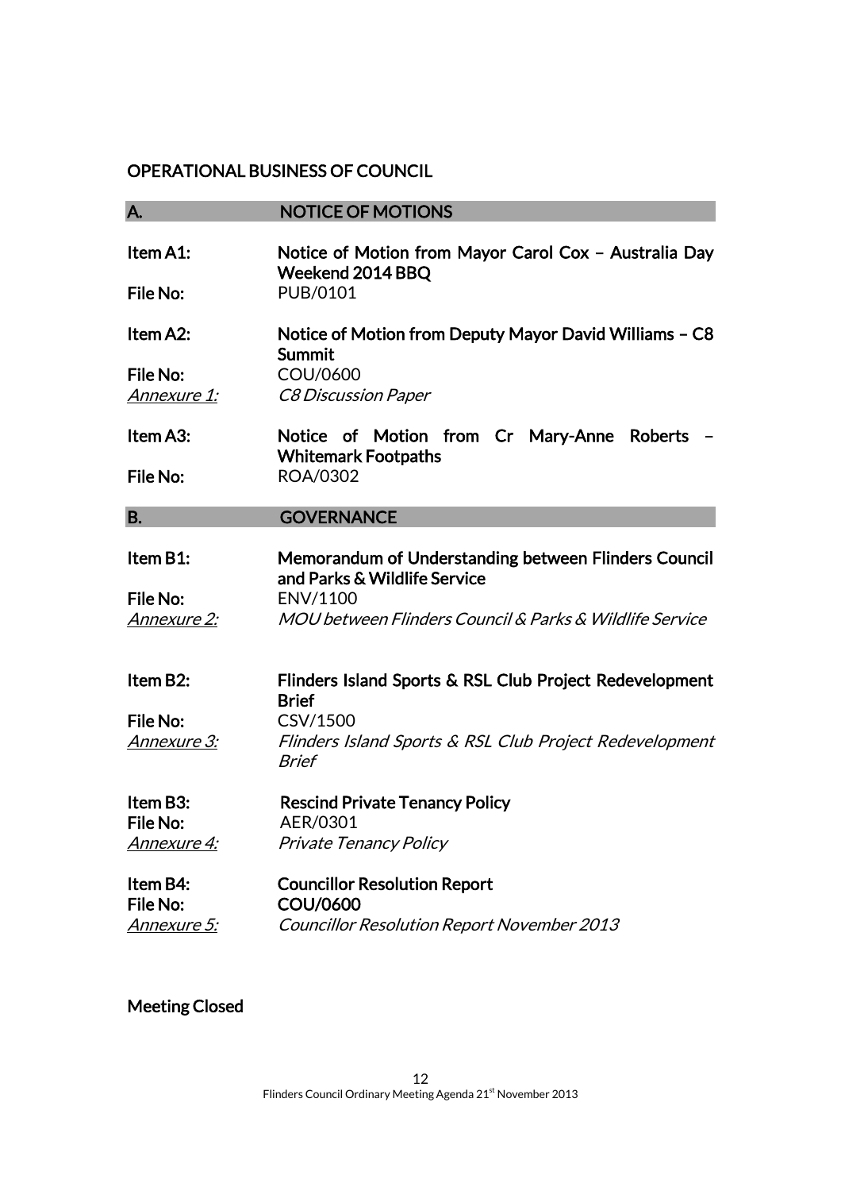## OPERATIONAL BUSINESS OF COUNCIL

## A. NOTICE OF MOTIONS

**Item A1:** **Notice of Motion from Mayor Carol Cox – Australia Day Weekend 2014 BBQ**
**File No:** PUB/0101

**Item A2:** **Notice of Motion from Deputy Mayor David Williams – C8 Summit**
**File No:** COU/0600
*Annexure 1:* *C8 Discussion Paper*

**Item A3:** **Notice of Motion from Cr Mary-Anne Roberts – Whitemark Footpaths**
**File No:** ROA/0302

## B. GOVERNANCE

**Item B1:** **Memorandum of Understanding between Flinders Council and Parks & Wildlife Service**
**File No:** ENV/1100
*Annexure 2:* *MOU between Flinders Council & Parks & Wildlife Service*

**Item B2:** **Flinders Island Sports & RSL Club Project Redevelopment Brief**
**File No:** CSV/1500
*Annexure 3:* *Flinders Island Sports & RSL Club Project Redevelopment Brief*

**Item B3:** **Rescind Private Tenancy Policy**
**File No:** AER/0301
*Annexure 4:* *Private Tenancy Policy*

**Item B4:** **Councillor Resolution Report**
**File No:** **COU/0600**
*Annexure 5:* *Councillor Resolution Report November 2013*

**Meeting Closed**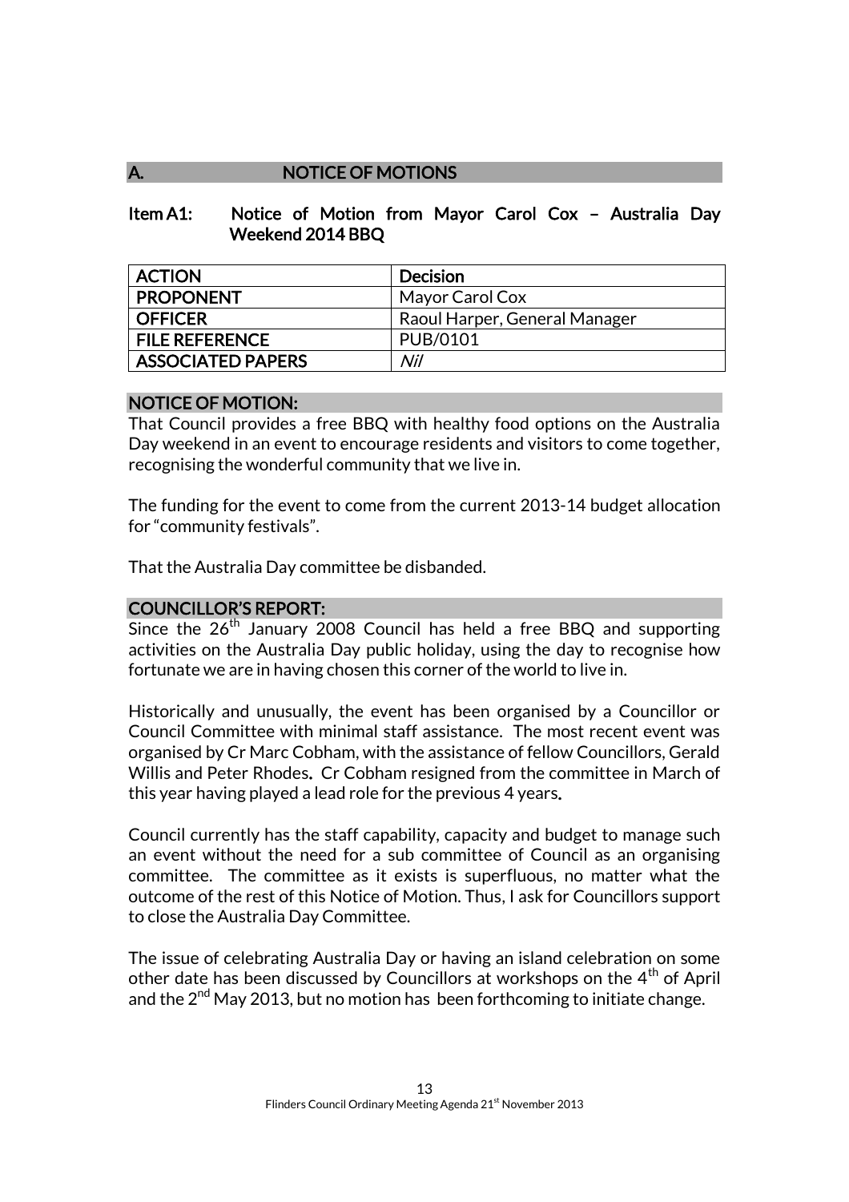## A. NOTICE OF MOTIONS

### Item A1: Notice of Motion from Mayor Carol Cox – Australia Day Weekend 2014 BBQ

| ACTION | Decision |
|---|---|
| PROPONENT | Mayor Carol Cox |
| OFFICER | Raoul Harper, General Manager |
| FILE REFERENCE | PUB/0101 |
| ASSOCIATED PAPERS | *Nil* |

### NOTICE OF MOTION:

That Council provides a free BBQ with healthy food options on the Australia Day weekend in an event to encourage residents and visitors to come together, recognising the wonderful community that we live in.

The funding for the event to come from the current 2013-14 budget allocation for "community festivals".

That the Australia Day committee be disbanded.

### COUNCILLOR'S REPORT:

Since the 26th January 2008 Council has held a free BBQ and supporting activities on the Australia Day public holiday, using the day to recognise how fortunate we are in having chosen this corner of the world to live in.

Historically and unusually, the event has been organised by a Councillor or Council Committee with minimal staff assistance. The most recent event was organised by Cr Marc Cobham, with the assistance of fellow Councillors, Gerald Willis and Peter Rhodes**.** Cr Cobham resigned from the committee in March of this year having played a lead role for the previous 4 years**.**

Council currently has the staff capability, capacity and budget to manage such an event without the need for a sub committee of Council as an organising committee. The committee as it exists is superfluous, no matter what the outcome of the rest of this Notice of Motion. Thus, I ask for Councillors support to close the Australia Day Committee.

The issue of celebrating Australia Day or having an island celebration on some other date has been discussed by Councillors at workshops on the 4th of April and the 2nd May 2013, but no motion has been forthcoming to initiate change.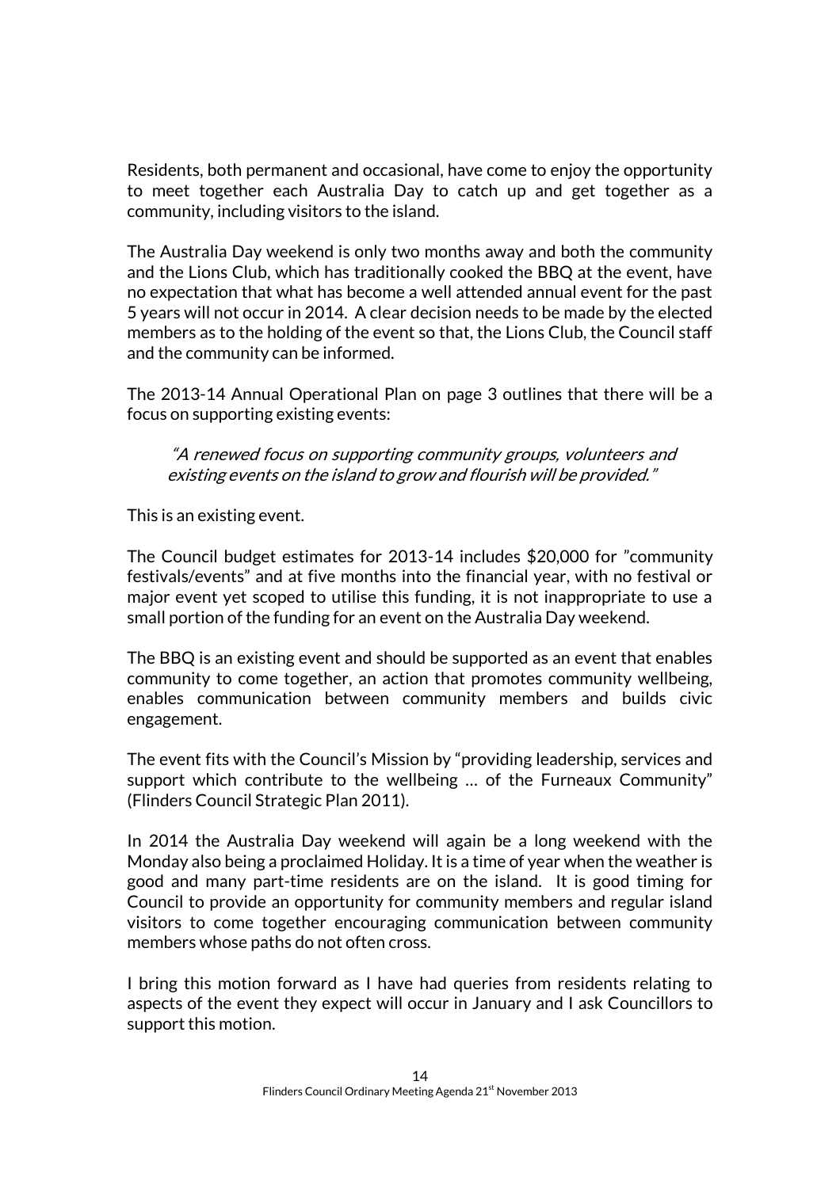Residents, both permanent and occasional, have come to enjoy the opportunity to meet together each Australia Day to catch up and get together as a community, including visitors to the island.

The Australia Day weekend is only two months away and both the community and the Lions Club, which has traditionally cooked the BBQ at the event, have no expectation that what has become a well attended annual event for the past 5 years will not occur in 2014. A clear decision needs to be made by the elected members as to the holding of the event so that, the Lions Club, the Council staff and the community can be informed.

The 2013-14 Annual Operational Plan on page 3 outlines that there will be a focus on supporting existing events:

> *"A renewed focus on supporting community groups, volunteers and existing events on the island to grow and flourish will be provided."*

This is an existing event.

The Council budget estimates for 2013-14 includes $20,000 for "community festivals/events" and at five months into the financial year, with no festival or major event yet scoped to utilise this funding, it is not inappropriate to use a small portion of the funding for an event on the Australia Day weekend.

The BBQ is an existing event and should be supported as an event that enables community to come together, an action that promotes community wellbeing, enables communication between community members and builds civic engagement.

The event fits with the Council's Mission by "providing leadership, services and support which contribute to the wellbeing … of the Furneaux Community" (Flinders Council Strategic Plan 2011).

In 2014 the Australia Day weekend will again be a long weekend with the Monday also being a proclaimed Holiday. It is a time of year when the weather is good and many part-time residents are on the island. It is good timing for Council to provide an opportunity for community members and regular island visitors to come together encouraging communication between community members whose paths do not often cross.

I bring this motion forward as I have had queries from residents relating to aspects of the event they expect will occur in January and I ask Councillors to support this motion.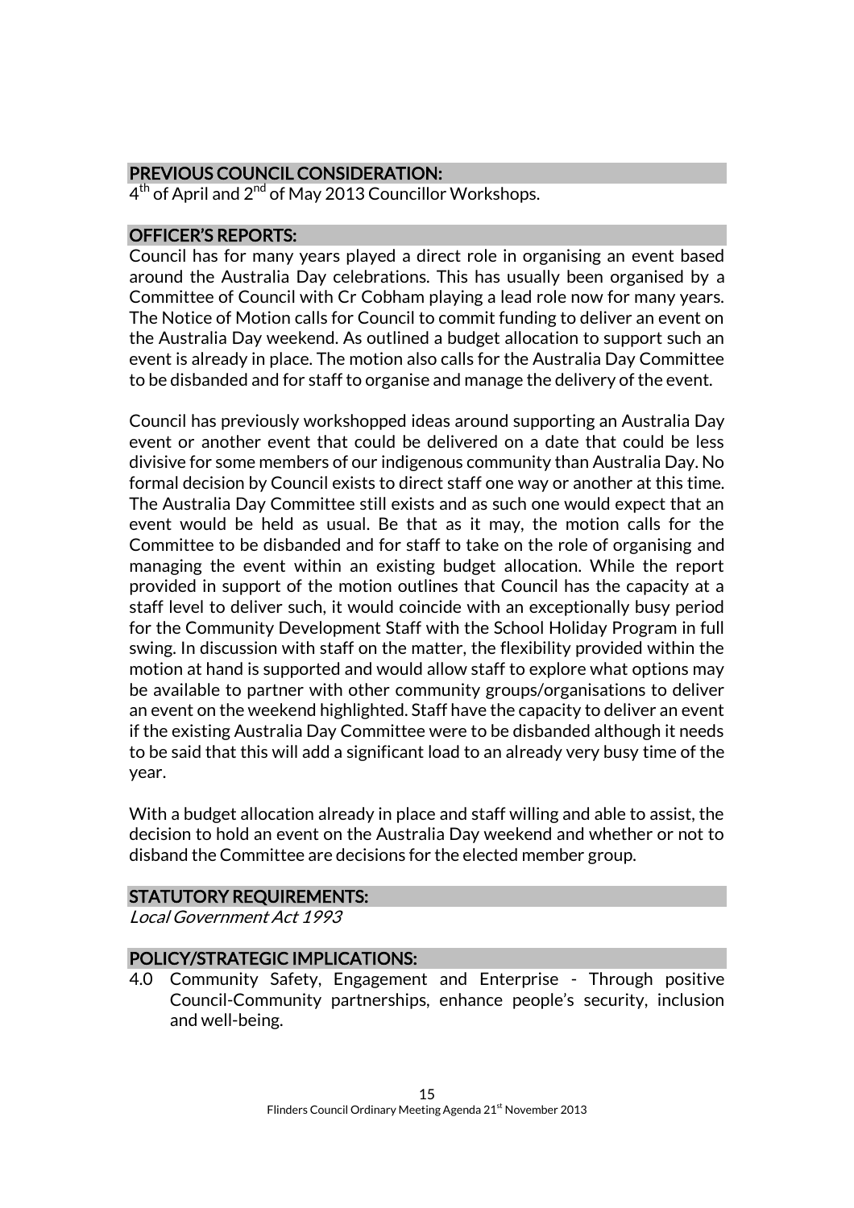## PREVIOUS COUNCIL CONSIDERATION:

4th of April and 2nd of May 2013 Councillor Workshops.

## OFFICER'S REPORTS:

Council has for many years played a direct role in organising an event based around the Australia Day celebrations. This has usually been organised by a Committee of Council with Cr Cobham playing a lead role now for many years. The Notice of Motion calls for Council to commit funding to deliver an event on the Australia Day weekend. As outlined a budget allocation to support such an event is already in place. The motion also calls for the Australia Day Committee to be disbanded and for staff to organise and manage the delivery of the event.

Council has previously workshopped ideas around supporting an Australia Day event or another event that could be delivered on a date that could be less divisive for some members of our indigenous community than Australia Day. No formal decision by Council exists to direct staff one way or another at this time. The Australia Day Committee still exists and as such one would expect that an event would be held as usual. Be that as it may, the motion calls for the Committee to be disbanded and for staff to take on the role of organising and managing the event within an existing budget allocation. While the report provided in support of the motion outlines that Council has the capacity at a staff level to deliver such, it would coincide with an exceptionally busy period for the Community Development Staff with the School Holiday Program in full swing. In discussion with staff on the matter, the flexibility provided within the motion at hand is supported and would allow staff to explore what options may be available to partner with other community groups/organisations to deliver an event on the weekend highlighted. Staff have the capacity to deliver an event if the existing Australia Day Committee were to be disbanded although it needs to be said that this will add a significant load to an already very busy time of the year.

With a budget allocation already in place and staff willing and able to assist, the decision to hold an event on the Australia Day weekend and whether or not to disband the Committee are decisions for the elected member group.

## STATUTORY REQUIREMENTS:

*Local Government Act 1993*

## POLICY/STRATEGIC IMPLICATIONS:

4.0 Community Safety, Engagement and Enterprise - Through positive Council-Community partnerships, enhance people's security, inclusion and well-being.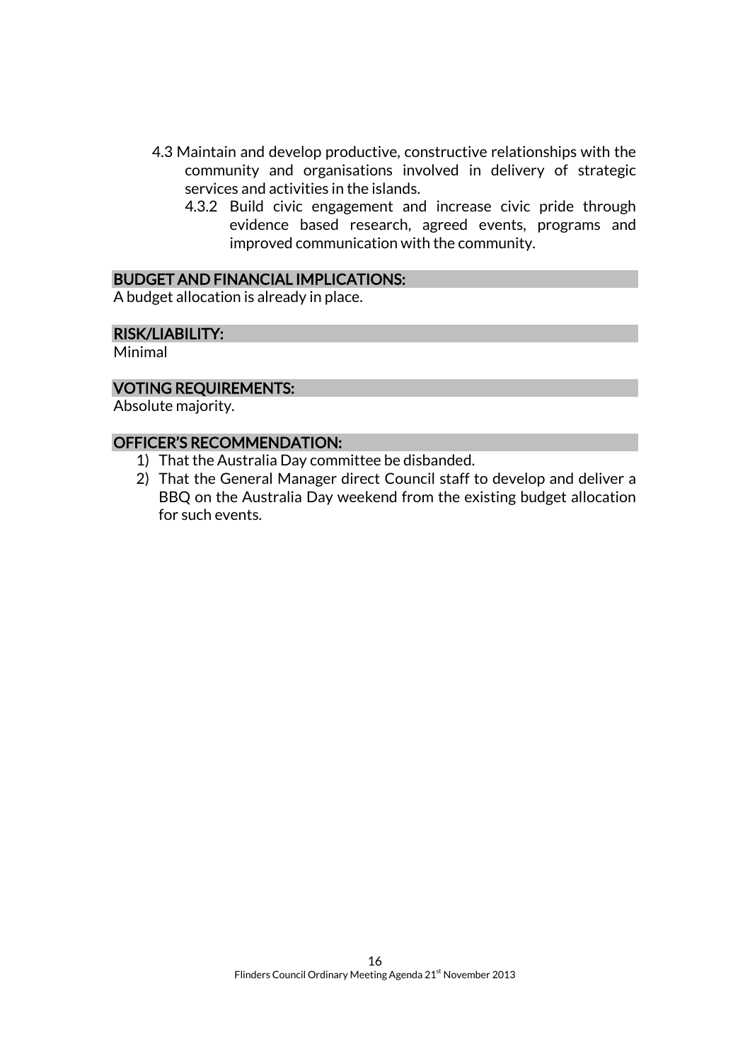- 4.3 Maintain and develop productive, constructive relationships with the community and organisations involved in delivery of strategic services and activities in the islands.
  - 4.3.2 Build civic engagement and increase civic pride through evidence based research, agreed events, programs and improved communication with the community.

## BUDGET AND FINANCIAL IMPLICATIONS:

A budget allocation is already in place.

## RISK/LIABILITY:

Minimal

## VOTING REQUIREMENTS:

Absolute majority.

## OFFICER'S RECOMMENDATION:

1) That the Australia Day committee be disbanded.
2) That the General Manager direct Council staff to develop and deliver a BBQ on the Australia Day weekend from the existing budget allocation for such events.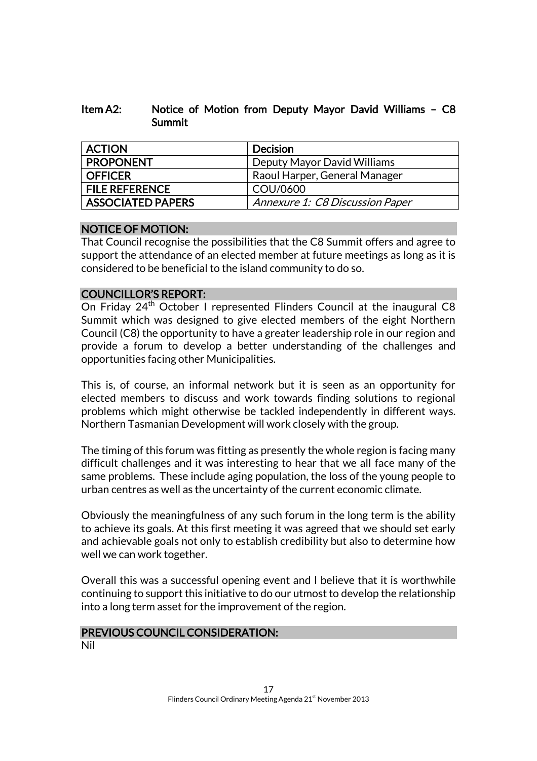## Item A2: Notice of Motion from Deputy Mayor David Williams – C8 Summit

| ACTION | Decision |
|---|---|
| PROPONENT | Deputy Mayor David Williams |
| OFFICER | Raoul Harper, General Manager |
| FILE REFERENCE | COU/0600 |
| ASSOCIATED PAPERS | *Annexure 1: C8 Discussion Paper* |

### NOTICE OF MOTION:

That Council recognise the possibilities that the C8 Summit offers and agree to support the attendance of an elected member at future meetings as long as it is considered to be beneficial to the island community to do so.

### COUNCILLOR'S REPORT:

On Friday 24th October I represented Flinders Council at the inaugural C8 Summit which was designed to give elected members of the eight Northern Council (C8) the opportunity to have a greater leadership role in our region and provide a forum to develop a better understanding of the challenges and opportunities facing other Municipalities.

This is, of course, an informal network but it is seen as an opportunity for elected members to discuss and work towards finding solutions to regional problems which might otherwise be tackled independently in different ways. Northern Tasmanian Development will work closely with the group.

The timing of this forum was fitting as presently the whole region is facing many difficult challenges and it was interesting to hear that we all face many of the same problems. These include aging population, the loss of the young people to urban centres as well as the uncertainty of the current economic climate.

Obviously the meaningfulness of any such forum in the long term is the ability to achieve its goals. At this first meeting it was agreed that we should set early and achievable goals not only to establish credibility but also to determine how well we can work together.

Overall this was a successful opening event and I believe that it is worthwhile continuing to support this initiative to do our utmost to develop the relationship into a long term asset for the improvement of the region.

### PREVIOUS COUNCIL CONSIDERATION:

Nil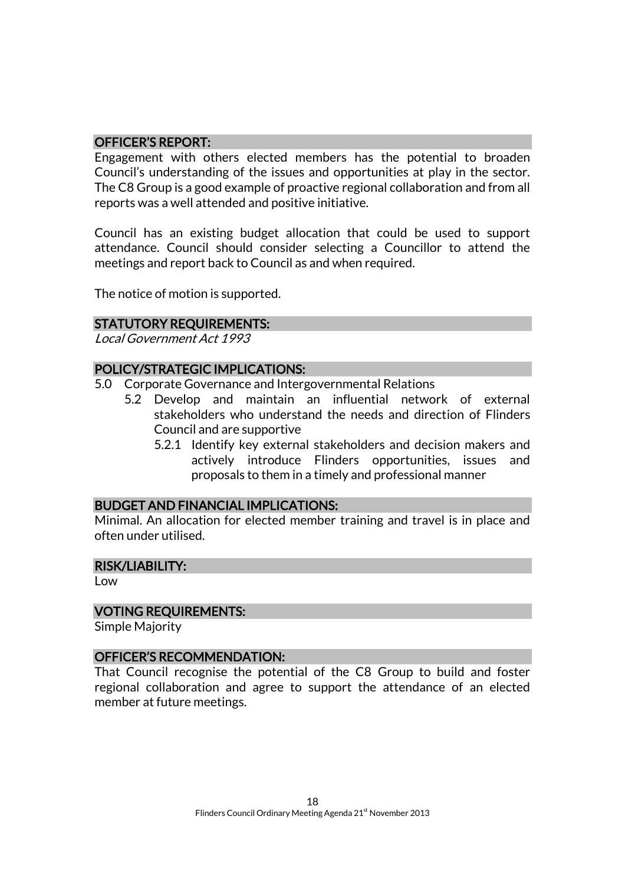## OFFICER'S REPORT:

Engagement with others elected members has the potential to broaden Council's understanding of the issues and opportunities at play in the sector. The C8 Group is a good example of proactive regional collaboration and from all reports was a well attended and positive initiative.

Council has an existing budget allocation that could be used to support attendance. Council should consider selecting a Councillor to attend the meetings and report back to Council as and when required.

The notice of motion is supported.

## STATUTORY REQUIREMENTS:

*Local Government Act 1993*

## POLICY/STRATEGIC IMPLICATIONS:

5.0 Corporate Governance and Intergovernmental Relations

- 5.2 Develop and maintain an influential network of external stakeholders who understand the needs and direction of Flinders Council and are supportive
  - 5.2.1 Identify key external stakeholders and decision makers and actively introduce Flinders opportunities, issues and proposals to them in a timely and professional manner

## BUDGET AND FINANCIAL IMPLICATIONS:

Minimal. An allocation for elected member training and travel is in place and often under utilised.

## RISK/LIABILITY:

Low

## VOTING REQUIREMENTS:

Simple Majority

## OFFICER'S RECOMMENDATION:

That Council recognise the potential of the C8 Group to build and foster regional collaboration and agree to support the attendance of an elected member at future meetings.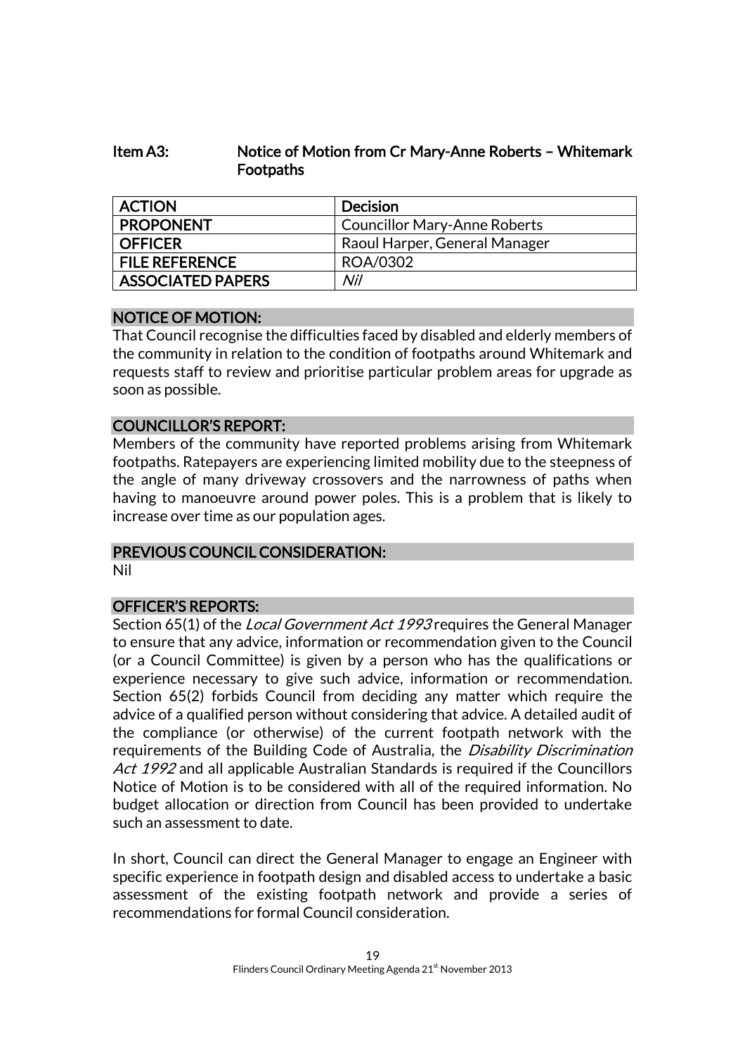## Item A3: Notice of Motion from Cr Mary-Anne Roberts – Whitemark Footpaths

| ACTION | Decision |
| --- | --- |
| PROPONENT | Councillor Mary-Anne Roberts |
| OFFICER | Raoul Harper, General Manager |
| FILE REFERENCE | ROA/0302 |
| ASSOCIATED PAPERS | *Nil* |

### NOTICE OF MOTION:

That Council recognise the difficulties faced by disabled and elderly members of the community in relation to the condition of footpaths around Whitemark and requests staff to review and prioritise particular problem areas for upgrade as soon as possible.

### COUNCILLOR'S REPORT:

Members of the community have reported problems arising from Whitemark footpaths. Ratepayers are experiencing limited mobility due to the steepness of the angle of many driveway crossovers and the narrowness of paths when having to manoeuvre around power poles. This is a problem that is likely to increase over time as our population ages.

### PREVIOUS COUNCIL CONSIDERATION:

Nil

### OFFICER'S REPORTS:

Section 65(1) of the *Local Government Act 1993* requires the General Manager to ensure that any advice, information or recommendation given to the Council (or a Council Committee) is given by a person who has the qualifications or experience necessary to give such advice, information or recommendation. Section 65(2) forbids Council from deciding any matter which require the advice of a qualified person without considering that advice. A detailed audit of the compliance (or otherwise) of the current footpath network with the requirements of the Building Code of Australia, the *Disability Discrimination Act 1992* and all applicable Australian Standards is required if the Councillors Notice of Motion is to be considered with all of the required information. No budget allocation or direction from Council has been provided to undertake such an assessment to date.

In short, Council can direct the General Manager to engage an Engineer with specific experience in footpath design and disabled access to undertake a basic assessment of the existing footpath network and provide a series of recommendations for formal Council consideration.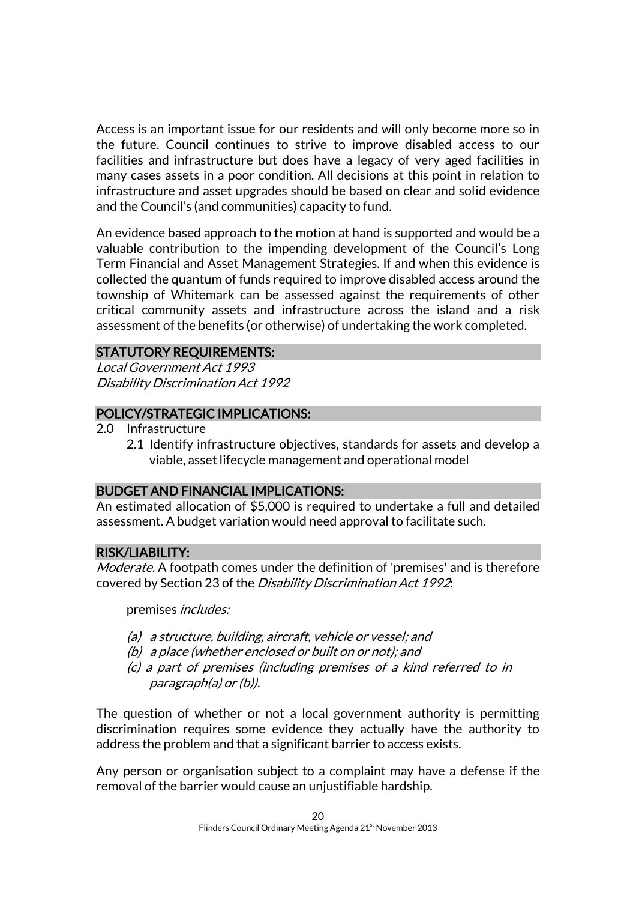Access is an important issue for our residents and will only become more so in the future. Council continues to strive to improve disabled access to our facilities and infrastructure but does have a legacy of very aged facilities in many cases assets in a poor condition. All decisions at this point in relation to infrastructure and asset upgrades should be based on clear and solid evidence and the Council's (and communities) capacity to fund.

An evidence based approach to the motion at hand is supported and would be a valuable contribution to the impending development of the Council's Long Term Financial and Asset Management Strategies. If and when this evidence is collected the quantum of funds required to improve disabled access around the township of Whitemark can be assessed against the requirements of other critical community assets and infrastructure across the island and a risk assessment of the benefits (or otherwise) of undertaking the work completed.

## STATUTORY REQUIREMENTS:

*Local Government Act 1993*
*Disability Discrimination Act 1992*

## POLICY/STRATEGIC IMPLICATIONS:

2.0 Infrastructure
  - 2.1 Identify infrastructure objectives, standards for assets and develop a viable, asset lifecycle management and operational model

## BUDGET AND FINANCIAL IMPLICATIONS:

An estimated allocation of $5,000 is required to undertake a full and detailed assessment. A budget variation would need approval to facilitate such.

## RISK/LIABILITY:

*Moderate.* A footpath comes under the definition of 'premises' and is therefore covered by Section 23 of the *Disability Discrimination Act 1992*:

> premises *includes:*
>
> *(a) a structure, building, aircraft, vehicle or vessel; and*
> *(b) a place (whether enclosed or built on or not); and*
> *(c) a part of premises (including premises of a kind referred to in paragraph(a) or (b)).*

The question of whether or not a local government authority is permitting discrimination requires some evidence they actually have the authority to address the problem and that a significant barrier to access exists.

Any person or organisation subject to a complaint may have a defense if the removal of the barrier would cause an unjustifiable hardship.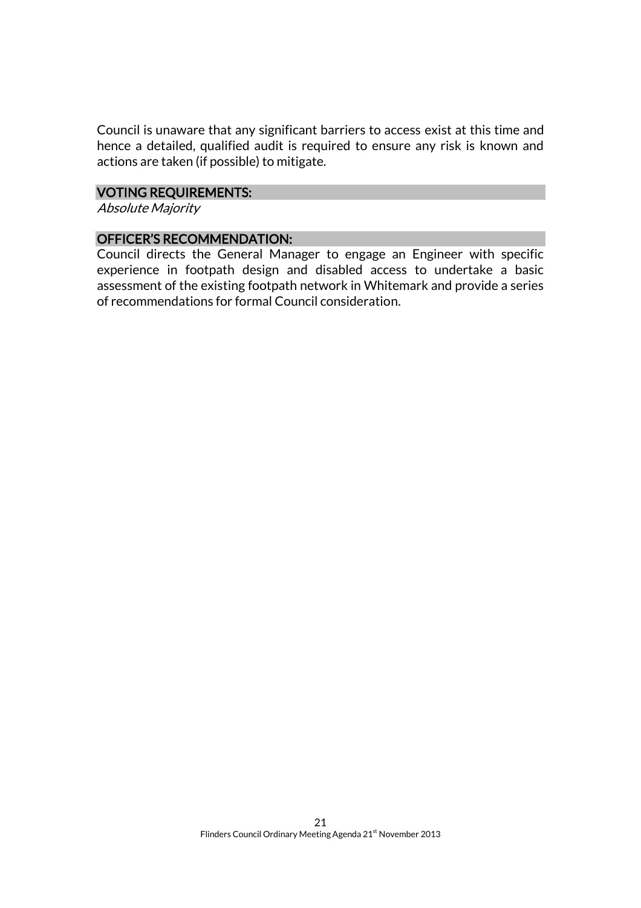Council is unaware that any significant barriers to access exist at this time and hence a detailed, qualified audit is required to ensure any risk is known and actions are taken (if possible) to mitigate.

### VOTING REQUIREMENTS:

*Absolute Majority*

### OFFICER'S RECOMMENDATION:

Council directs the General Manager to engage an Engineer with specific experience in footpath design and disabled access to undertake a basic assessment of the existing footpath network in Whitemark and provide a series of recommendations for formal Council consideration.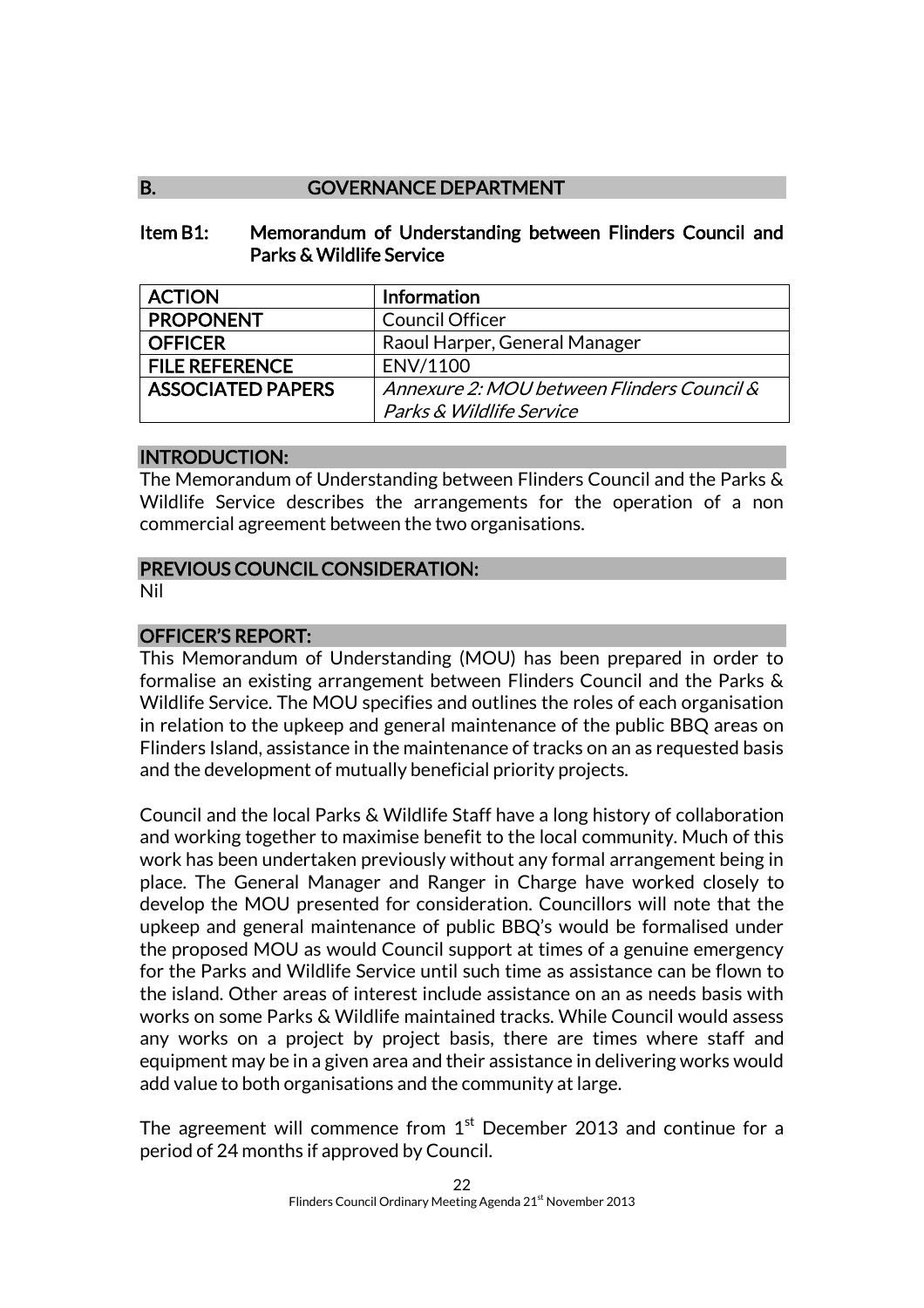## B. GOVERNANCE DEPARTMENT

### Item B1: Memorandum of Understanding between Flinders Council and Parks & Wildlife Service

| ACTION | Information |
|---|---|
| PROPONENT | Council Officer |
| OFFICER | Raoul Harper, General Manager |
| FILE REFERENCE | ENV/1100 |
| ASSOCIATED PAPERS | *Annexure 2: MOU between Flinders Council & Parks & Wildlife Service* |

#### INTRODUCTION:

The Memorandum of Understanding between Flinders Council and the Parks & Wildlife Service describes the arrangements for the operation of a non commercial agreement between the two organisations.

#### PREVIOUS COUNCIL CONSIDERATION:

Nil

#### OFFICER'S REPORT:

This Memorandum of Understanding (MOU) has been prepared in order to formalise an existing arrangement between Flinders Council and the Parks & Wildlife Service. The MOU specifies and outlines the roles of each organisation in relation to the upkeep and general maintenance of the public BBQ areas on Flinders Island, assistance in the maintenance of tracks on an as requested basis and the development of mutually beneficial priority projects.

Council and the local Parks & Wildlife Staff have a long history of collaboration and working together to maximise benefit to the local community. Much of this work has been undertaken previously without any formal arrangement being in place. The General Manager and Ranger in Charge have worked closely to develop the MOU presented for consideration. Councillors will note that the upkeep and general maintenance of public BBQ's would be formalised under the proposed MOU as would Council support at times of a genuine emergency for the Parks and Wildlife Service until such time as assistance can be flown to the island. Other areas of interest include assistance on an as needs basis with works on some Parks & Wildlife maintained tracks. While Council would assess any works on a project by project basis, there are times where staff and equipment may be in a given area and their assistance in delivering works would add value to both organisations and the community at large.

The agreement will commence from 1st December 2013 and continue for a period of 24 months if approved by Council.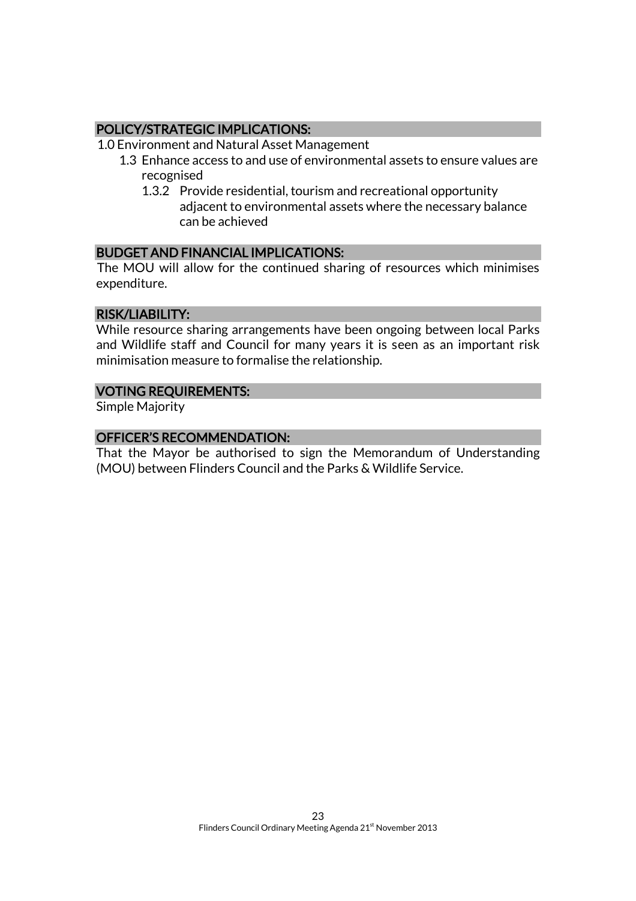## POLICY/STRATEGIC IMPLICATIONS:

1.0 Environment and Natural Asset Management

- 1.3 Enhance access to and use of environmental assets to ensure values are recognised
    - 1.3.2 Provide residential, tourism and recreational opportunity adjacent to environmental assets where the necessary balance can be achieved

## BUDGET AND FINANCIAL IMPLICATIONS:

The MOU will allow for the continued sharing of resources which minimises expenditure.

## RISK/LIABILITY:

While resource sharing arrangements have been ongoing between local Parks and Wildlife staff and Council for many years it is seen as an important risk minimisation measure to formalise the relationship.

## VOTING REQUIREMENTS:

Simple Majority

## OFFICER'S RECOMMENDATION:

That the Mayor be authorised to sign the Memorandum of Understanding (MOU) between Flinders Council and the Parks & Wildlife Service.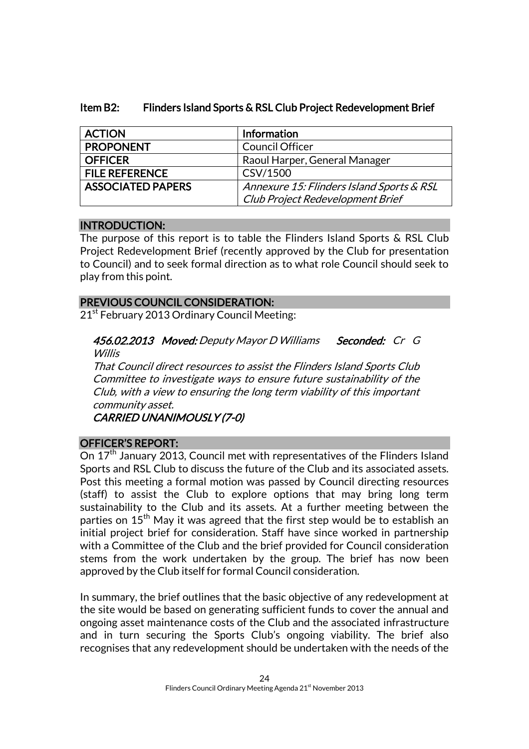### Item B2: Flinders Island Sports & RSL Club Project Redevelopment Brief

| ACTION | Information |
|---|---|
| PROPONENT | Council Officer |
| OFFICER | Raoul Harper, General Manager |
| FILE REFERENCE | CSV/1500 |
| ASSOCIATED PAPERS | *Annexure 15: Flinders Island Sports & RSL Club Project Redevelopment Brief* |

#### INTRODUCTION:

The purpose of this report is to table the Flinders Island Sports & RSL Club Project Redevelopment Brief (recently approved by the Club for presentation to Council) and to seek formal direction as to what role Council should seek to play from this point.

#### PREVIOUS COUNCIL CONSIDERATION:

21st February 2013 Ordinary Council Meeting:

> ***456.02.2013 Moved:*** *Deputy Mayor D Williams* ***Seconded:*** *Cr G Willis*
>
> *That Council direct resources to assist the Flinders Island Sports Club Committee to investigate ways to ensure future sustainability of the Club, with a view to ensuring the long term viability of this important community asset.*
>
> ***CARRIED UNANIMOUSLY (7-0)***

#### OFFICER'S REPORT:

On 17th January 2013, Council met with representatives of the Flinders Island Sports and RSL Club to discuss the future of the Club and its associated assets. Post this meeting a formal motion was passed by Council directing resources (staff) to assist the Club to explore options that may bring long term sustainability to the Club and its assets. At a further meeting between the parties on 15th May it was agreed that the first step would be to establish an initial project brief for consideration. Staff have since worked in partnership with a Committee of the Club and the brief provided for Council consideration stems from the work undertaken by the group. The brief has now been approved by the Club itself for formal Council consideration.

In summary, the brief outlines that the basic objective of any redevelopment at the site would be based on generating sufficient funds to cover the annual and ongoing asset maintenance costs of the Club and the associated infrastructure and in turn securing the Sports Club's ongoing viability. The brief also recognises that any redevelopment should be undertaken with the needs of the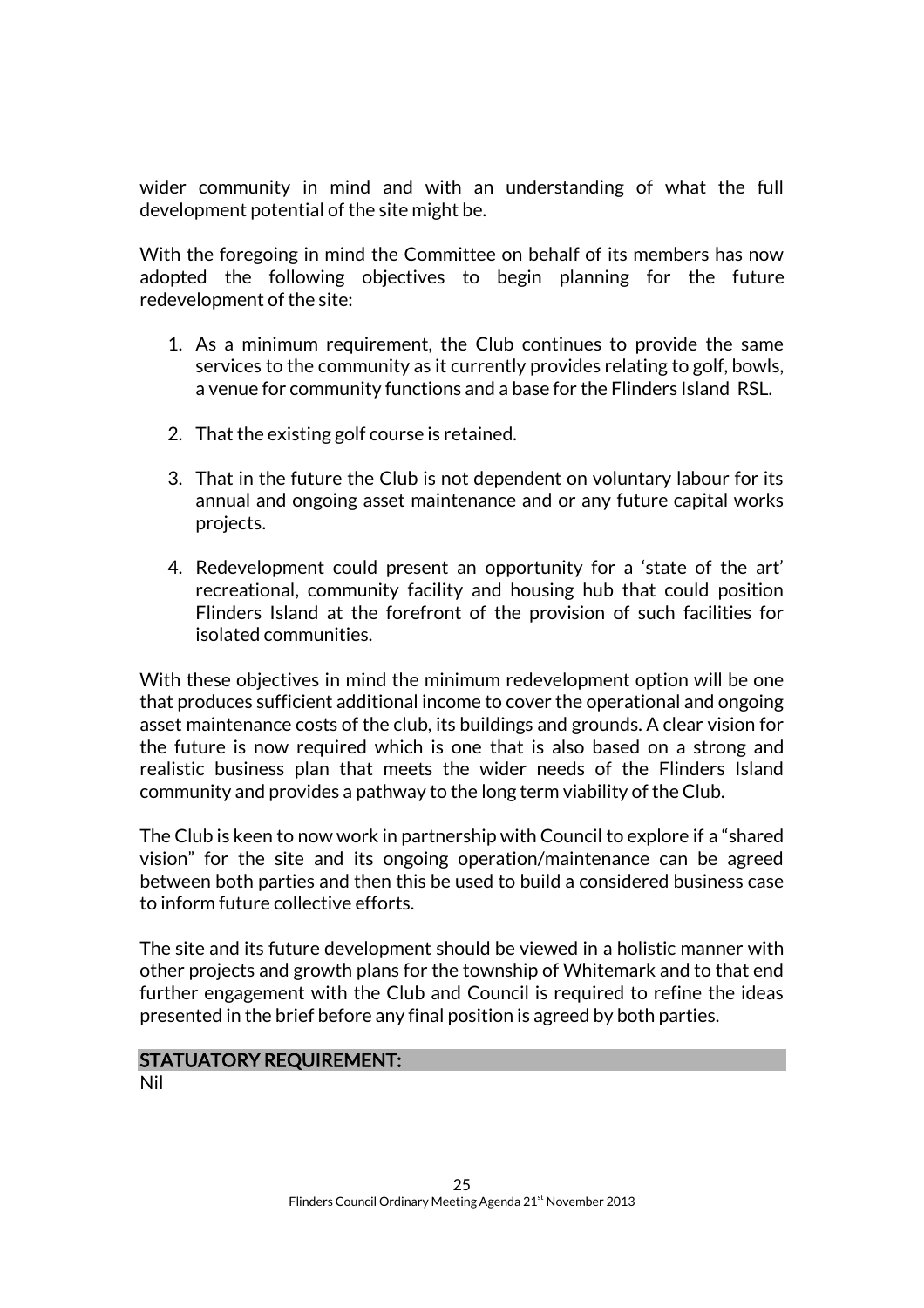wider community in mind and with an understanding of what the full development potential of the site might be.

With the foregoing in mind the Committee on behalf of its members has now adopted the following objectives to begin planning for the future redevelopment of the site:

1. As a minimum requirement, the Club continues to provide the same services to the community as it currently provides relating to golf, bowls, a venue for community functions and a base for the Flinders Island RSL.

2. That the existing golf course is retained.

3. That in the future the Club is not dependent on voluntary labour for its annual and ongoing asset maintenance and or any future capital works projects.

4. Redevelopment could present an opportunity for a 'state of the art' recreational, community facility and housing hub that could position Flinders Island at the forefront of the provision of such facilities for isolated communities.

With these objectives in mind the minimum redevelopment option will be one that produces sufficient additional income to cover the operational and ongoing asset maintenance costs of the club, its buildings and grounds. A clear vision for the future is now required which is one that is also based on a strong and realistic business plan that meets the wider needs of the Flinders Island community and provides a pathway to the long term viability of the Club.

The Club is keen to now work in partnership with Council to explore if a "shared vision" for the site and its ongoing operation/maintenance can be agreed between both parties and then this be used to build a considered business case to inform future collective efforts.

The site and its future development should be viewed in a holistic manner with other projects and growth plans for the township of Whitemark and to that end further engagement with the Club and Council is required to refine the ideas presented in the brief before any final position is agreed by both parties.

**STATUTORY REQUIREMENT:**

Nil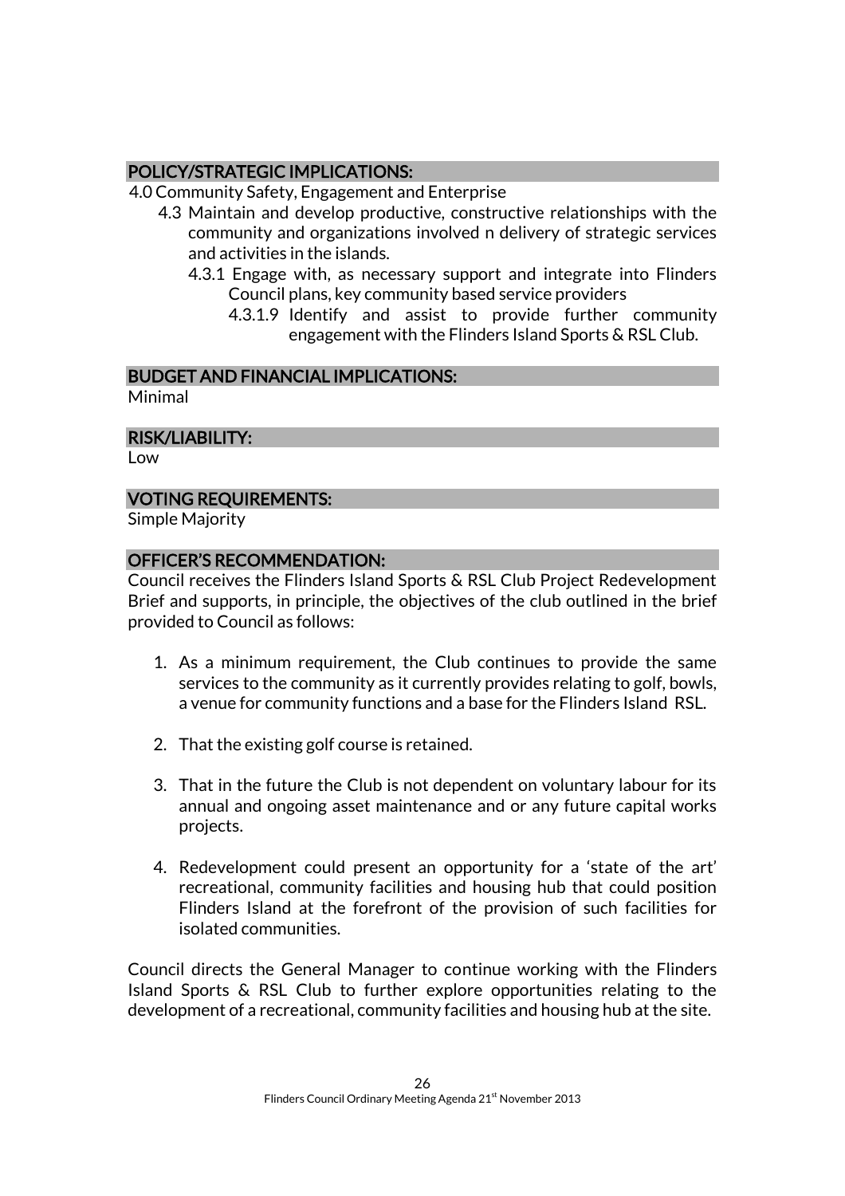## POLICY/STRATEGIC IMPLICATIONS:

4.0 Community Safety, Engagement and Enterprise

- 4.3 Maintain and develop productive, constructive relationships with the community and organizations involved n delivery of strategic services and activities in the islands.
  - 4.3.1 Engage with, as necessary support and integrate into Flinders Council plans, key community based service providers
    - 4.3.1.9 Identify and assist to provide further community engagement with the Flinders Island Sports & RSL Club.

## BUDGET AND FINANCIAL IMPLICATIONS:

Minimal

## RISK/LIABILITY:

Low

## VOTING REQUIREMENTS:

Simple Majority

## OFFICER'S RECOMMENDATION:

Council receives the Flinders Island Sports & RSL Club Project Redevelopment Brief and supports, in principle, the objectives of the club outlined in the brief provided to Council as follows:

1. As a minimum requirement, the Club continues to provide the same services to the community as it currently provides relating to golf, bowls, a venue for community functions and a base for the Flinders Island RSL.
2. That the existing golf course is retained.
3. That in the future the Club is not dependent on voluntary labour for its annual and ongoing asset maintenance and or any future capital works projects.
4. Redevelopment could present an opportunity for a 'state of the art' recreational, community facilities and housing hub that could position Flinders Island at the forefront of the provision of such facilities for isolated communities.

Council directs the General Manager to continue working with the Flinders Island Sports & RSL Club to further explore opportunities relating to the development of a recreational, community facilities and housing hub at the site.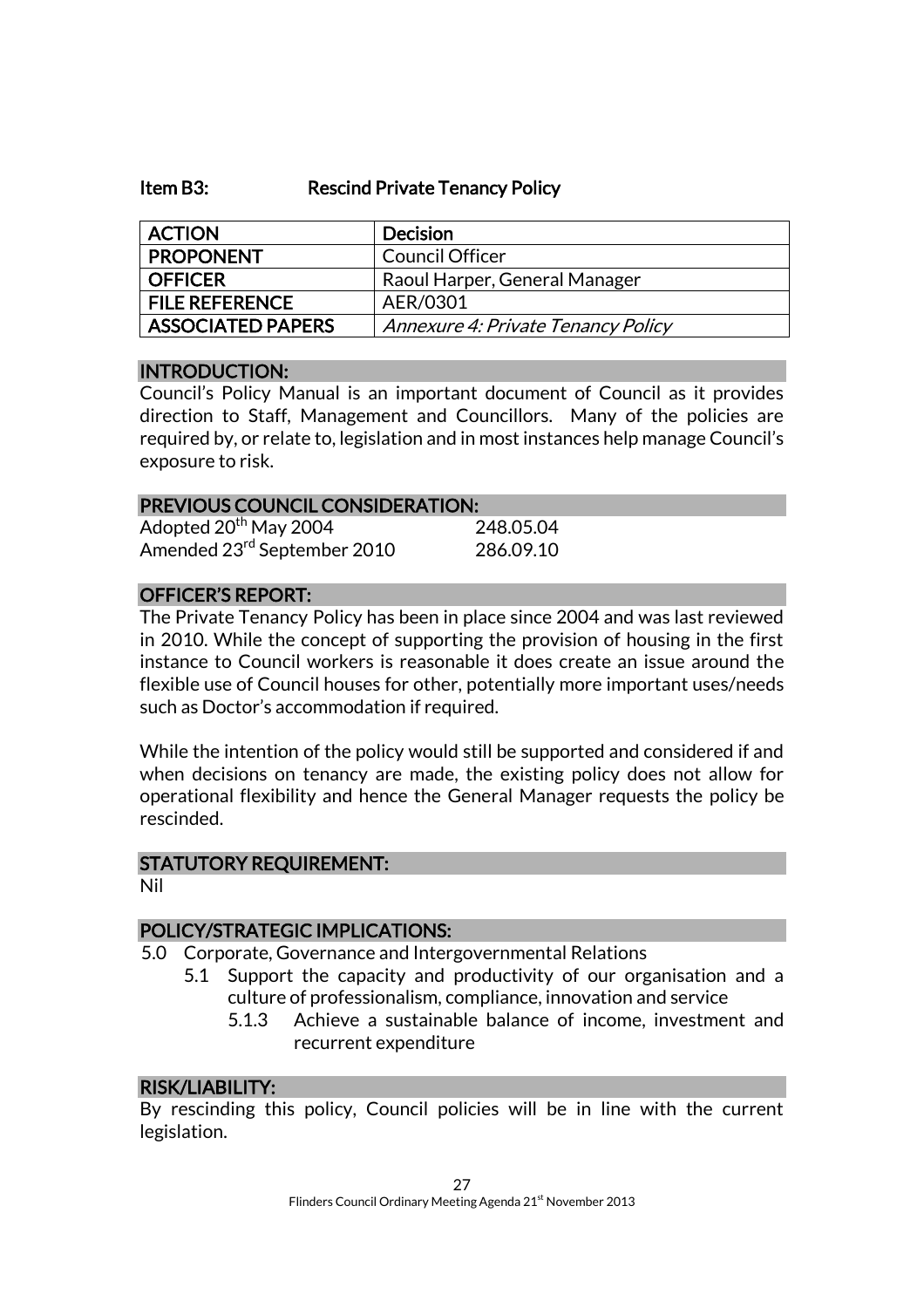## Item B3: Rescind Private Tenancy Policy

| ACTION | Decision |
|---|---|
| PROPONENT | Council Officer |
| OFFICER | Raoul Harper, General Manager |
| FILE REFERENCE | AER/0301 |
| ASSOCIATED PAPERS | *Annexure 4: Private Tenancy Policy* |

### INTRODUCTION:

Council's Policy Manual is an important document of Council as it provides direction to Staff, Management and Councillors. Many of the policies are required by, or relate to, legislation and in most instances help manage Council's exposure to risk.

### PREVIOUS COUNCIL CONSIDERATION:

Adopted 20th May 2004 248.05.04
Amended 23rd September 2010 286.09.10

### OFFICER'S REPORT:

The Private Tenancy Policy has been in place since 2004 and was last reviewed in 2010. While the concept of supporting the provision of housing in the first instance to Council workers is reasonable it does create an issue around the flexible use of Council houses for other, potentially more important uses/needs such as Doctor's accommodation if required.

While the intention of the policy would still be supported and considered if and when decisions on tenancy are made, the existing policy does not allow for operational flexibility and hence the General Manager requests the policy be rescinded.

### STATUTORY REQUIREMENT:

Nil

### POLICY/STRATEGIC IMPLICATIONS:

- 5.0 Corporate, Governance and Intergovernmental Relations
  - 5.1 Support the capacity and productivity of our organisation and a culture of professionalism, compliance, innovation and service
    - 5.1.3 Achieve a sustainable balance of income, investment and recurrent expenditure

### RISK/LIABILITY:

By rescinding this policy, Council policies will be in line with the current legislation.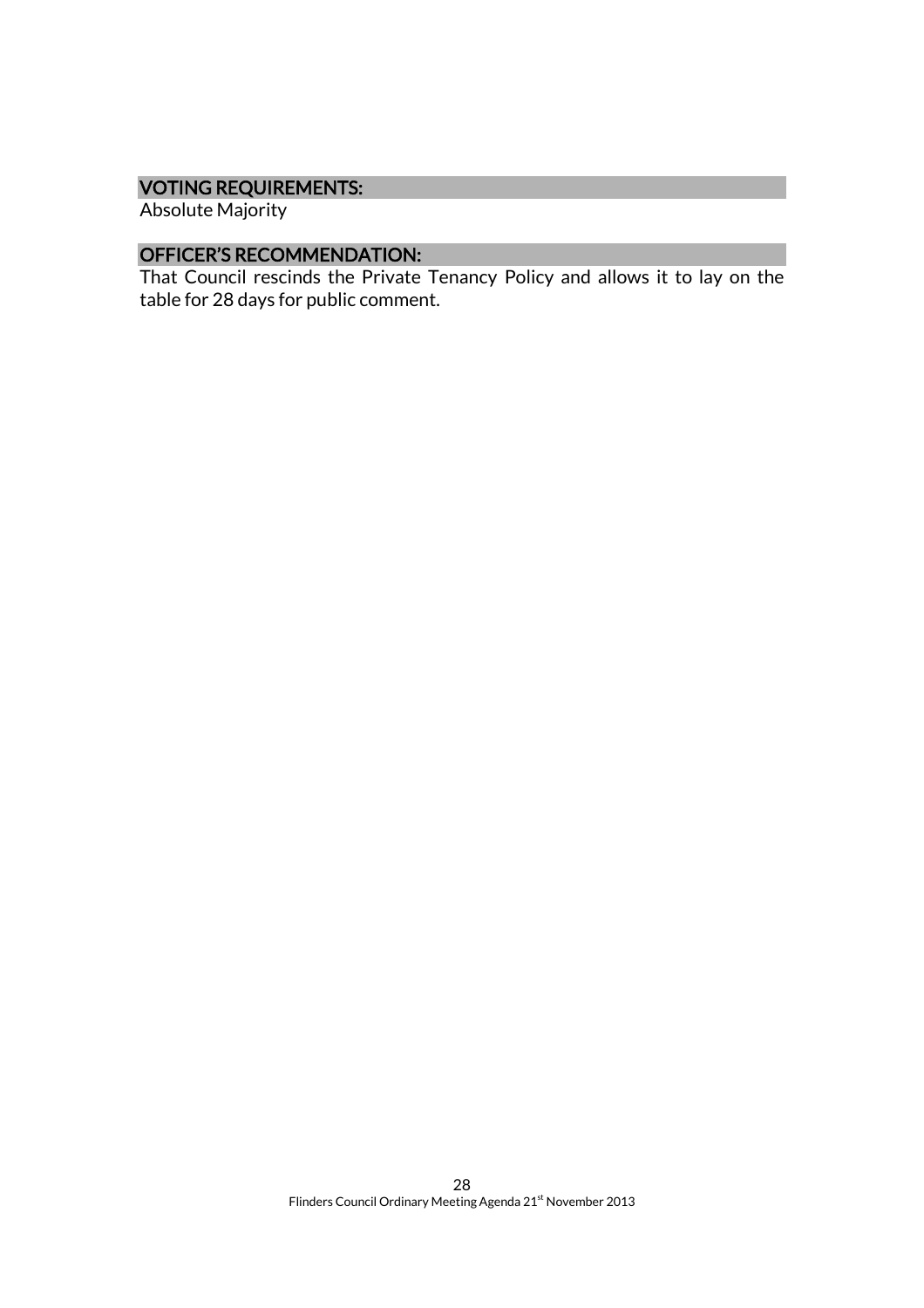## VOTING REQUIREMENTS:

Absolute Majority

## OFFICER'S RECOMMENDATION:

That Council rescinds the Private Tenancy Policy and allows it to lay on the table for 28 days for public comment.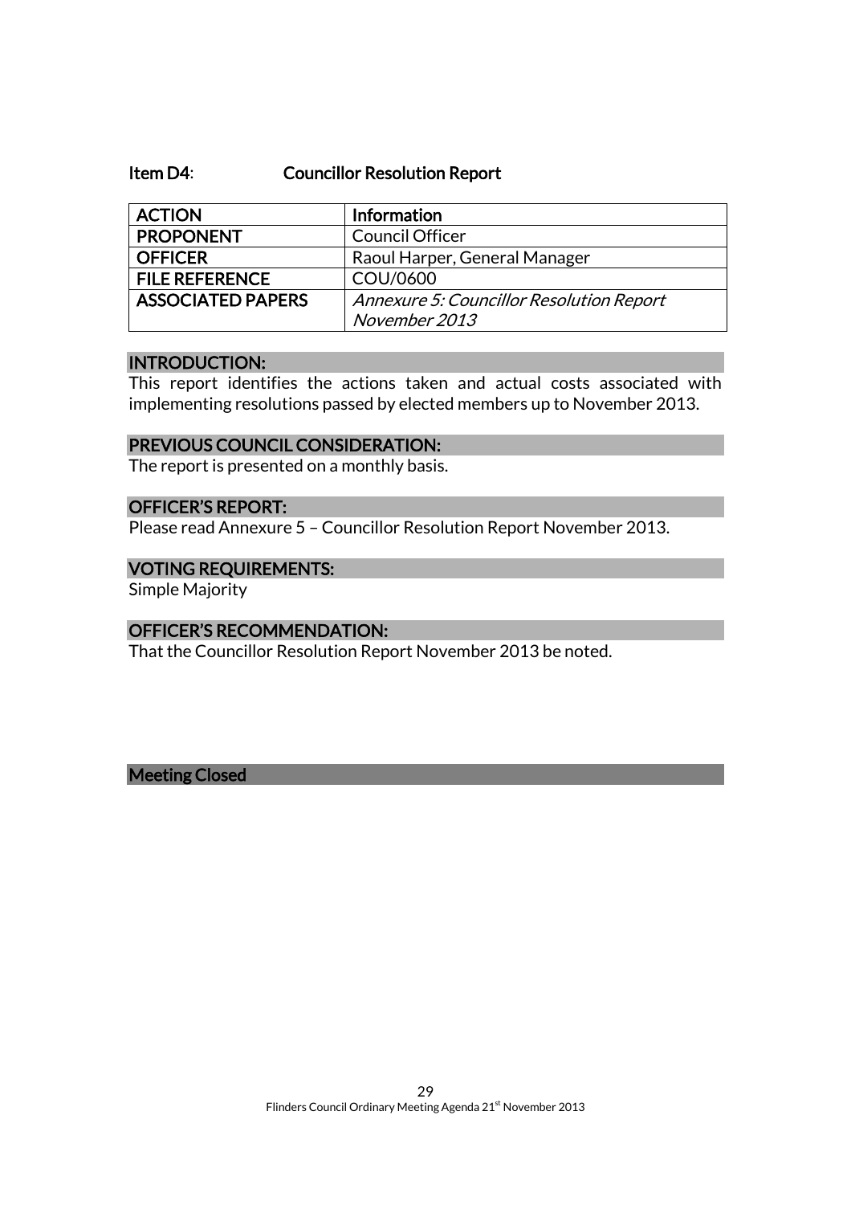### Item D4: Councillor Resolution Report

| | |
|---|---|
| **ACTION** | **Information** |
| **PROPONENT** | Council Officer |
| **OFFICER** | Raoul Harper, General Manager |
| **FILE REFERENCE** | COU/0600 |
| **ASSOCIATED PAPERS** | *Annexure 5: Councillor Resolution Report November 2013* |

#### INTRODUCTION:

This report identifies the actions taken and actual costs associated with implementing resolutions passed by elected members up to November 2013.

#### PREVIOUS COUNCIL CONSIDERATION:

The report is presented on a monthly basis.

#### OFFICER'S REPORT:

Please read Annexure 5 – Councillor Resolution Report November 2013.

#### VOTING REQUIREMENTS:

Simple Majority

#### OFFICER'S RECOMMENDATION:

That the Councillor Resolution Report November 2013 be noted.

#### Meeting Closed